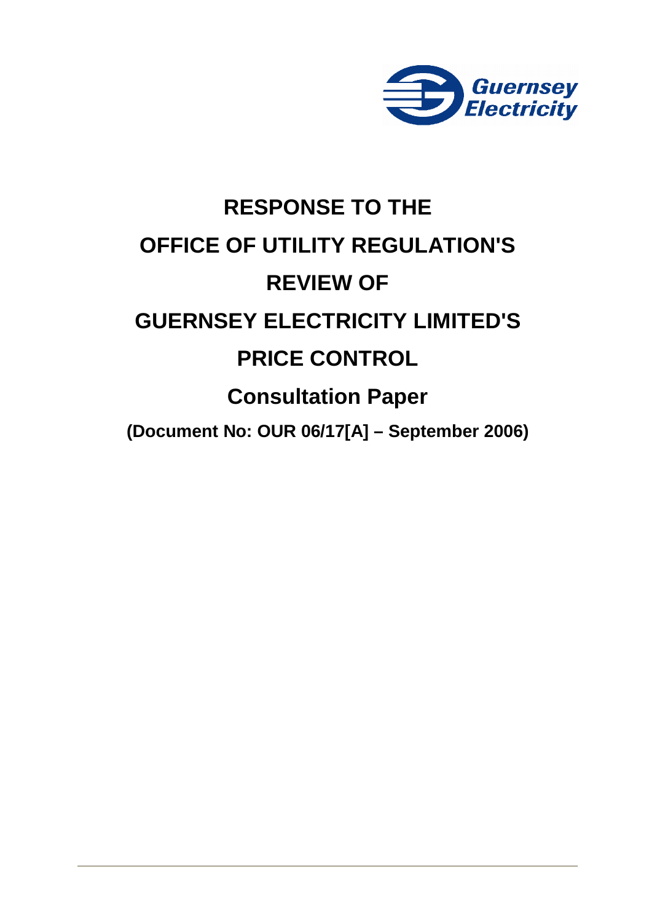Guernsey Electricity

# RESPONSE TO THE OFFICE OF UTILITY REGULATION'S REVIEW OF GUERNSEY ELECTRICITY LIMITED'S PRICE CONTROL

## Consultation Paper

**(Document No: OUR 06/17[A] – September 2006)**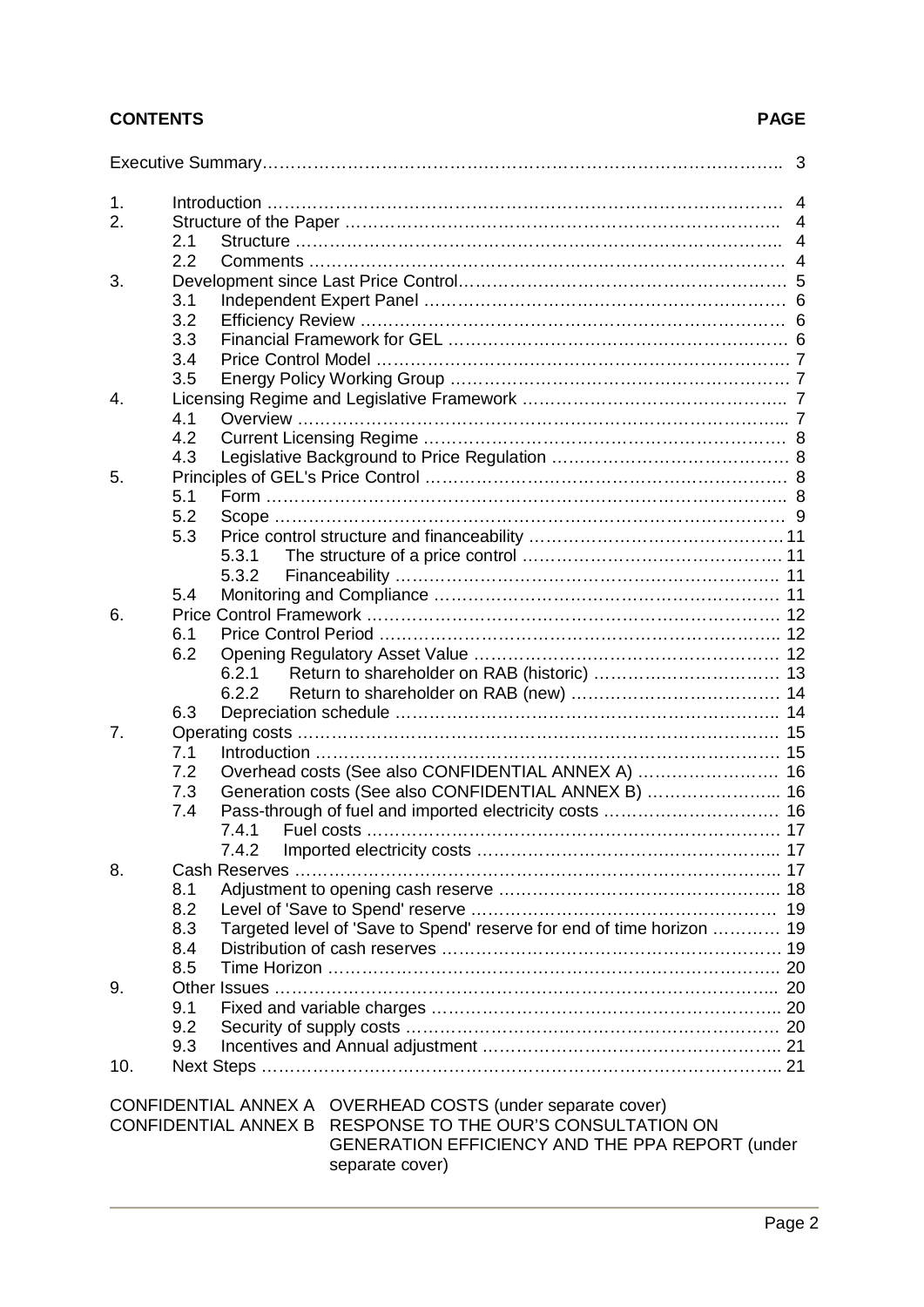## CONTENTS

| | | PAGE |
|---|---|---|
| Executive Summary | | 3 |
| 1. | Introduction | 4 |
| 2. | Structure of the Paper | 4 |
| | 2.1 Structure | 4 |
| | 2.2 Comments | 4 |
| 3. | Development since Last Price Control | 5 |
| | 3.1 Independent Expert Panel | 6 |
| | 3.2 Efficiency Review | 6 |
| | 3.3 Financial Framework for GEL | 6 |
| | 3.4 Price Control Model | 7 |
| | 3.5 Energy Policy Working Group | 7 |
| 4. | Licensing Regime and Legislative Framework | 7 |
| | 4.1 Overview | 7 |
| | 4.2 Current Licensing Regime | 8 |
| | 4.3 Legislative Background to Price Regulation | 8 |
| 5. | Principles of GEL's Price Control | 8 |
| | 5.1 Form | 8 |
| | 5.2 Scope | 9 |
| | 5.3 Price control structure and financeability | 11 |
| | 5.3.1 The structure of a price control | 11 |
| | 5.3.2 Financeability | 11 |
| | 5.4 Monitoring and Compliance | 11 |
| 6. | Price Control Framework | 12 |
| | 6.1 Price Control Period | 12 |
| | 6.2 Opening Regulatory Asset Value | 12 |
| | 6.2.1 Return to shareholder on RAB (historic) | 13 |
| | 6.2.2 Return to shareholder on RAB (new) | 14 |
| | 6.3 Depreciation schedule | 14 |
| 7. | Operating costs | 15 |
| | 7.1 Introduction | 15 |
| | 7.2 Overhead costs (See also CONFIDENTIAL ANNEX A) | 16 |
| | 7.3 Generation costs (See also CONFIDENTIAL ANNEX B) | 16 |
| | 7.4 Pass-through of fuel and imported electricity costs | 16 |
| | 7.4.1 Fuel costs | 17 |
| | 7.4.2 Imported electricity costs | 17 |
| 8. | Cash Reserves | 17 |
| | 8.1 Adjustment to opening cash reserve | 18 |
| | 8.2 Level of 'Save to Spend' reserve | 19 |
| | 8.3 Targeted level of 'Save to Spend' reserve for end of time horizon | 19 |
| | 8.4 Distribution of cash reserves | 19 |
| | 8.5 Time Horizon | 20 |
| 9. | Other Issues | 20 |
| | 9.1 Fixed and variable charges | 20 |
| | 9.2 Security of supply costs | 20 |
| | 9.3 Incentives and Annual adjustment | 21 |
| 10. | Next Steps | 21 |

CONFIDENTIAL ANNEX A OVERHEAD COSTS (under separate cover)

CONFIDENTIAL ANNEX B RESPONSE TO THE OUR'S CONSULTATION ON GENERATION EFFICIENCY AND THE PPA REPORT (under separate cover)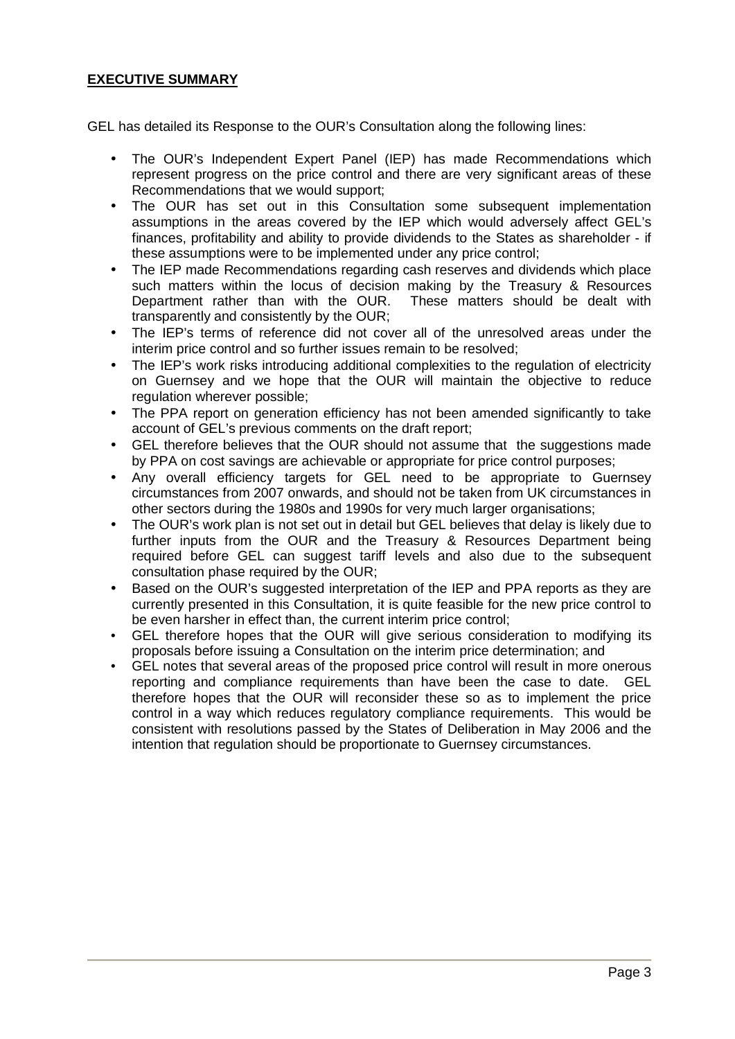**EXECUTIVE SUMMARY**

GEL has detailed its Response to the OUR's Consultation along the following lines:

- The OUR's Independent Expert Panel (IEP) has made Recommendations which represent progress on the price control and there are very significant areas of these Recommendations that we would support;
- The OUR has set out in this Consultation some subsequent implementation assumptions in the areas covered by the IEP which would adversely affect GEL's finances, profitability and ability to provide dividends to the States as shareholder - if these assumptions were to be implemented under any price control;
- The IEP made Recommendations regarding cash reserves and dividends which place such matters within the locus of decision making by the Treasury & Resources Department rather than with the OUR. These matters should be dealt with transparently and consistently by the OUR;
- The IEP's terms of reference did not cover all of the unresolved areas under the interim price control and so further issues remain to be resolved;
- The IEP's work risks introducing additional complexities to the regulation of electricity on Guernsey and we hope that the OUR will maintain the objective to reduce regulation wherever possible;
- The PPA report on generation efficiency has not been amended significantly to take account of GEL's previous comments on the draft report;
- GEL therefore believes that the OUR should not assume that the suggestions made by PPA on cost savings are achievable or appropriate for price control purposes;
- Any overall efficiency targets for GEL need to be appropriate to Guernsey circumstances from 2007 onwards, and should not be taken from UK circumstances in other sectors during the 1980s and 1990s for very much larger organisations;
- The OUR's work plan is not set out in detail but GEL believes that delay is likely due to further inputs from the OUR and the Treasury & Resources Department being required before GEL can suggest tariff levels and also due to the subsequent consultation phase required by the OUR;
- Based on the OUR's suggested interpretation of the IEP and PPA reports as they are currently presented in this Consultation, it is quite feasible for the new price control to be even harsher in effect than, the current interim price control;
- GEL therefore hopes that the OUR will give serious consideration to modifying its proposals before issuing a Consultation on the interim price determination; and
- GEL notes that several areas of the proposed price control will result in more onerous reporting and compliance requirements than have been the case to date. GEL therefore hopes that the OUR will reconsider these so as to implement the price control in a way which reduces regulatory compliance requirements. This would be consistent with resolutions passed by the States of Deliberation in May 2006 and the intention that regulation should be proportionate to Guernsey circumstances.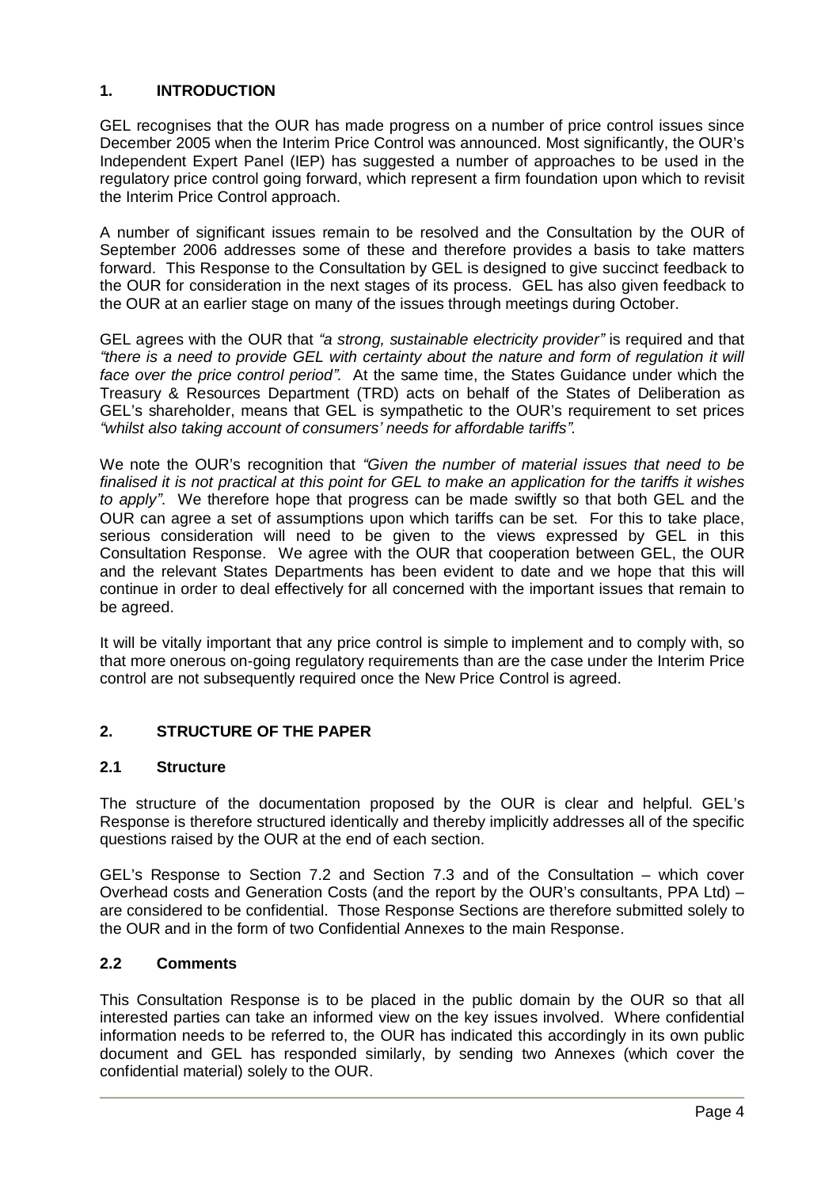## 1. INTRODUCTION

GEL recognises that the OUR has made progress on a number of price control issues since December 2005 when the Interim Price Control was announced. Most significantly, the OUR's Independent Expert Panel (IEP) has suggested a number of approaches to be used in the regulatory price control going forward, which represent a firm foundation upon which to revisit the Interim Price Control approach.

A number of significant issues remain to be resolved and the Consultation by the OUR of September 2006 addresses some of these and therefore provides a basis to take matters forward. This Response to the Consultation by GEL is designed to give succinct feedback to the OUR for consideration in the next stages of its process. GEL has also given feedback to the OUR at an earlier stage on many of the issues through meetings during October.

GEL agrees with the OUR that *"a strong, sustainable electricity provider"* is required and that *"there is a need to provide GEL with certainty about the nature and form of regulation it will face over the price control period".* At the same time, the States Guidance under which the Treasury & Resources Department (TRD) acts on behalf of the States of Deliberation as GEL's shareholder, means that GEL is sympathetic to the OUR's requirement to set prices *"whilst also taking account of consumers' needs for affordable tariffs".*

We note the OUR's recognition that *"Given the number of material issues that need to be finalised it is not practical at this point for GEL to make an application for the tariffs it wishes to apply".* We therefore hope that progress can be made swiftly so that both GEL and the OUR can agree a set of assumptions upon which tariffs can be set. For this to take place, serious consideration will need to be given to the views expressed by GEL in this Consultation Response. We agree with the OUR that cooperation between GEL, the OUR and the relevant States Departments has been evident to date and we hope that this will continue in order to deal effectively for all concerned with the important issues that remain to be agreed.

It will be vitally important that any price control is simple to implement and to comply with, so that more onerous on-going regulatory requirements than are the case under the Interim Price control are not subsequently required once the New Price Control is agreed.

## 2. STRUCTURE OF THE PAPER

### 2.1 Structure

The structure of the documentation proposed by the OUR is clear and helpful. GEL's Response is therefore structured identically and thereby implicitly addresses all of the specific questions raised by the OUR at the end of each section.

GEL's Response to Section 7.2 and Section 7.3 and of the Consultation – which cover Overhead costs and Generation Costs (and the report by the OUR's consultants, PPA Ltd) – are considered to be confidential. Those Response Sections are therefore submitted solely to the OUR and in the form of two Confidential Annexes to the main Response.

### 2.2 Comments

This Consultation Response is to be placed in the public domain by the OUR so that all interested parties can take an informed view on the key issues involved. Where confidential information needs to be referred to, the OUR has indicated this accordingly in its own public document and GEL has responded similarly, by sending two Annexes (which cover the confidential material) solely to the OUR.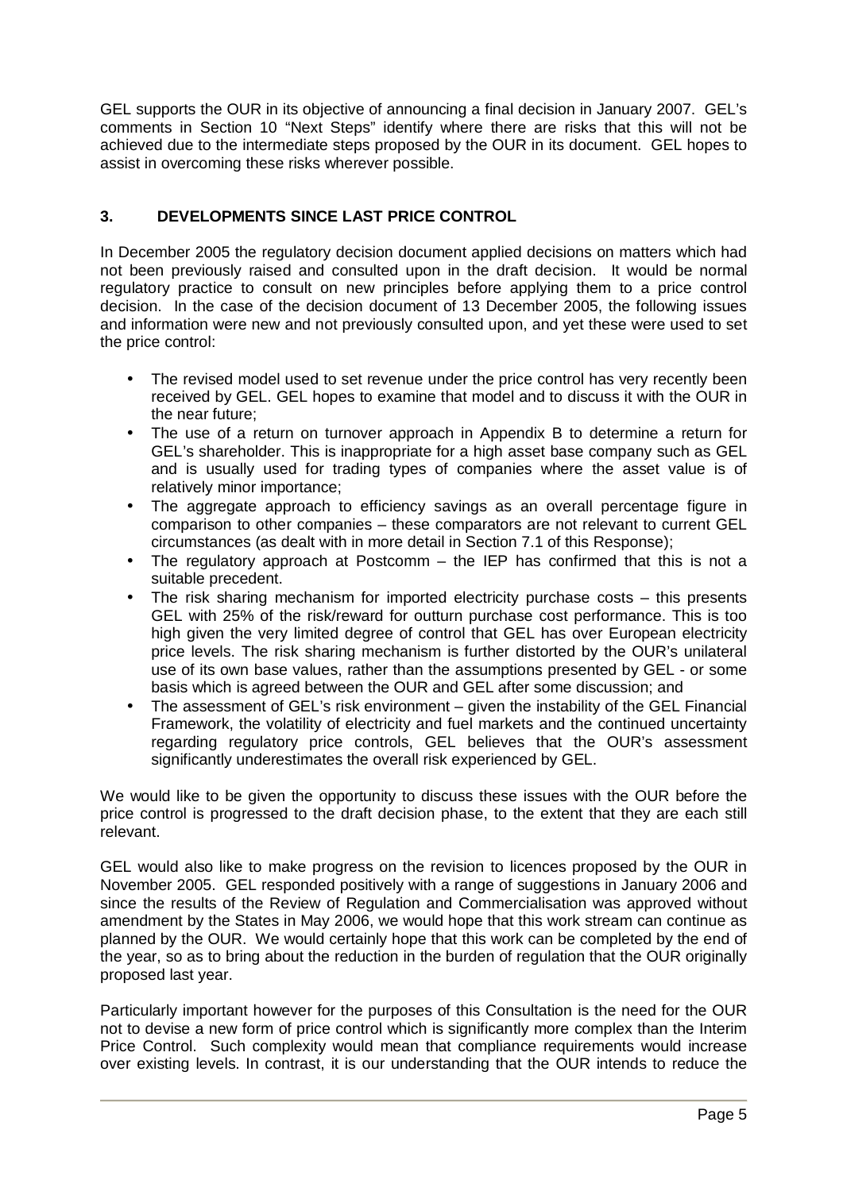GEL supports the OUR in its objective of announcing a final decision in January 2007. GEL's comments in Section 10 "Next Steps" identify where there are risks that this will not be achieved due to the intermediate steps proposed by the OUR in its document. GEL hopes to assist in overcoming these risks wherever possible.

## 3. DEVELOPMENTS SINCE LAST PRICE CONTROL

In December 2005 the regulatory decision document applied decisions on matters which had not been previously raised and consulted upon in the draft decision. It would be normal regulatory practice to consult on new principles before applying them to a price control decision. In the case of the decision document of 13 December 2005, the following issues and information were new and not previously consulted upon, and yet these were used to set the price control:

- The revised model used to set revenue under the price control has very recently been received by GEL. GEL hopes to examine that model and to discuss it with the OUR in the near future;
- The use of a return on turnover approach in Appendix B to determine a return for GEL's shareholder. This is inappropriate for a high asset base company such as GEL and is usually used for trading types of companies where the asset value is of relatively minor importance;
- The aggregate approach to efficiency savings as an overall percentage figure in comparison to other companies – these comparators are not relevant to current GEL circumstances (as dealt with in more detail in Section 7.1 of this Response);
- The regulatory approach at Postcomm – the IEP has confirmed that this is not a suitable precedent.
- The risk sharing mechanism for imported electricity purchase costs – this presents GEL with 25% of the risk/reward for outturn purchase cost performance. This is too high given the very limited degree of control that GEL has over European electricity price levels. The risk sharing mechanism is further distorted by the OUR's unilateral use of its own base values, rather than the assumptions presented by GEL - or some basis which is agreed between the OUR and GEL after some discussion; and
- The assessment of GEL's risk environment – given the instability of the GEL Financial Framework, the volatility of electricity and fuel markets and the continued uncertainty regarding regulatory price controls, GEL believes that the OUR's assessment significantly underestimates the overall risk experienced by GEL.

We would like to be given the opportunity to discuss these issues with the OUR before the price control is progressed to the draft decision phase, to the extent that they are each still relevant.

GEL would also like to make progress on the revision to licences proposed by the OUR in November 2005. GEL responded positively with a range of suggestions in January 2006 and since the results of the Review of Regulation and Commercialisation was approved without amendment by the States in May 2006, we would hope that this work stream can continue as planned by the OUR. We would certainly hope that this work can be completed by the end of the year, so as to bring about the reduction in the burden of regulation that the OUR originally proposed last year.

Particularly important however for the purposes of this Consultation is the need for the OUR not to devise a new form of price control which is significantly more complex than the Interim Price Control. Such complexity would mean that compliance requirements would increase over existing levels. In contrast, it is our understanding that the OUR intends to reduce the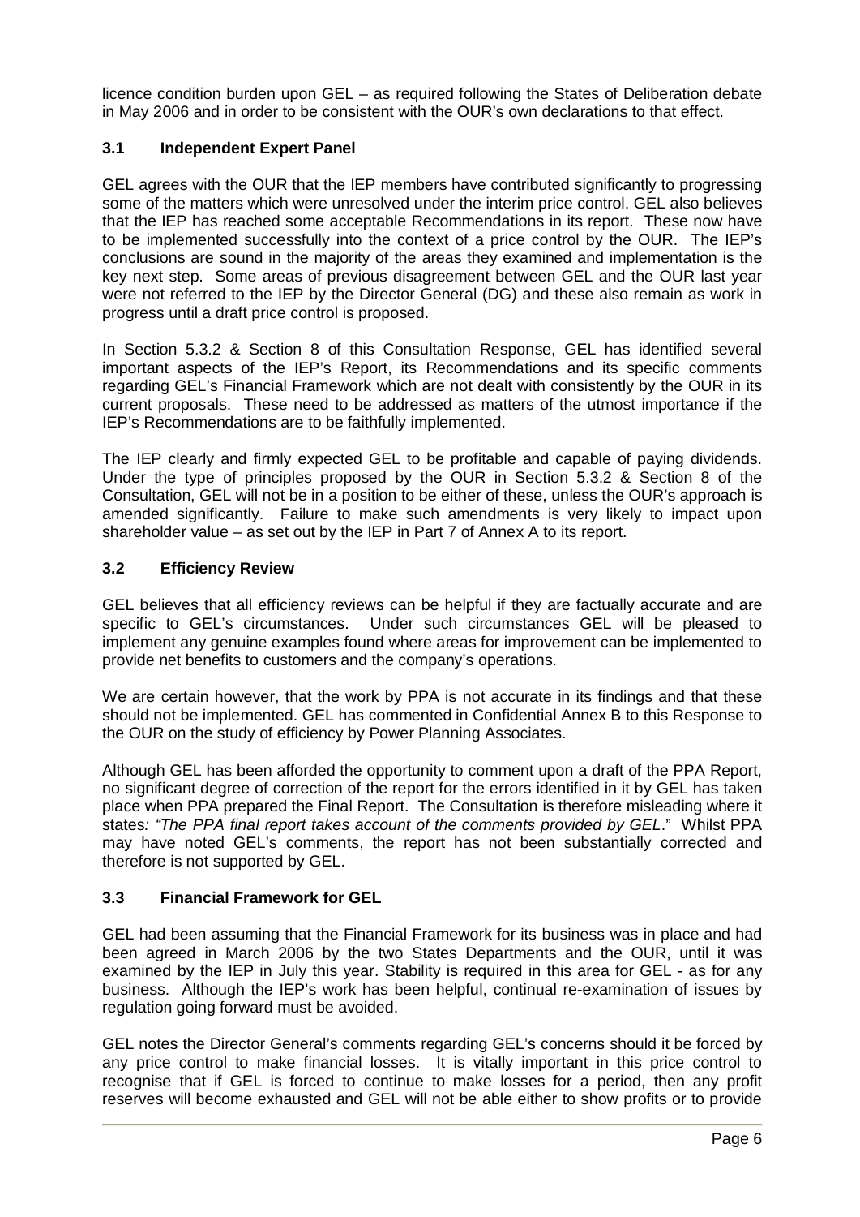licence condition burden upon GEL – as required following the States of Deliberation debate in May 2006 and in order to be consistent with the OUR's own declarations to that effect.

### 3.1 Independent Expert Panel

GEL agrees with the OUR that the IEP members have contributed significantly to progressing some of the matters which were unresolved under the interim price control. GEL also believes that the IEP has reached some acceptable Recommendations in its report. These now have to be implemented successfully into the context of a price control by the OUR. The IEP's conclusions are sound in the majority of the areas they examined and implementation is the key next step. Some areas of previous disagreement between GEL and the OUR last year were not referred to the IEP by the Director General (DG) and these also remain as work in progress until a draft price control is proposed.

In Section 5.3.2 & Section 8 of this Consultation Response, GEL has identified several important aspects of the IEP's Report, its Recommendations and its specific comments regarding GEL's Financial Framework which are not dealt with consistently by the OUR in its current proposals. These need to be addressed as matters of the utmost importance if the IEP's Recommendations are to be faithfully implemented.

The IEP clearly and firmly expected GEL to be profitable and capable of paying dividends. Under the type of principles proposed by the OUR in Section 5.3.2 & Section 8 of the Consultation, GEL will not be in a position to be either of these, unless the OUR's approach is amended significantly. Failure to make such amendments is very likely to impact upon shareholder value – as set out by the IEP in Part 7 of Annex A to its report.

### 3.2 Efficiency Review

GEL believes that all efficiency reviews can be helpful if they are factually accurate and are specific to GEL's circumstances. Under such circumstances GEL will be pleased to implement any genuine examples found where areas for improvement can be implemented to provide net benefits to customers and the company's operations.

We are certain however, that the work by PPA is not accurate in its findings and that these should not be implemented. GEL has commented in Confidential Annex B to this Response to the OUR on the study of efficiency by Power Planning Associates.

Although GEL has been afforded the opportunity to comment upon a draft of the PPA Report, no significant degree of correction of the report for the errors identified in it by GEL has taken place when PPA prepared the Final Report. The Consultation is therefore misleading where it states*: "The PPA final report takes account of the comments provided by GEL*." Whilst PPA may have noted GEL's comments, the report has not been substantially corrected and therefore is not supported by GEL.

### 3.3 Financial Framework for GEL

GEL had been assuming that the Financial Framework for its business was in place and had been agreed in March 2006 by the two States Departments and the OUR, until it was examined by the IEP in July this year. Stability is required in this area for GEL - as for any business. Although the IEP's work has been helpful, continual re-examination of issues by regulation going forward must be avoided.

GEL notes the Director General's comments regarding GEL's concerns should it be forced by any price control to make financial losses. It is vitally important in this price control to recognise that if GEL is forced to continue to make losses for a period, then any profit reserves will become exhausted and GEL will not be able either to show profits or to provide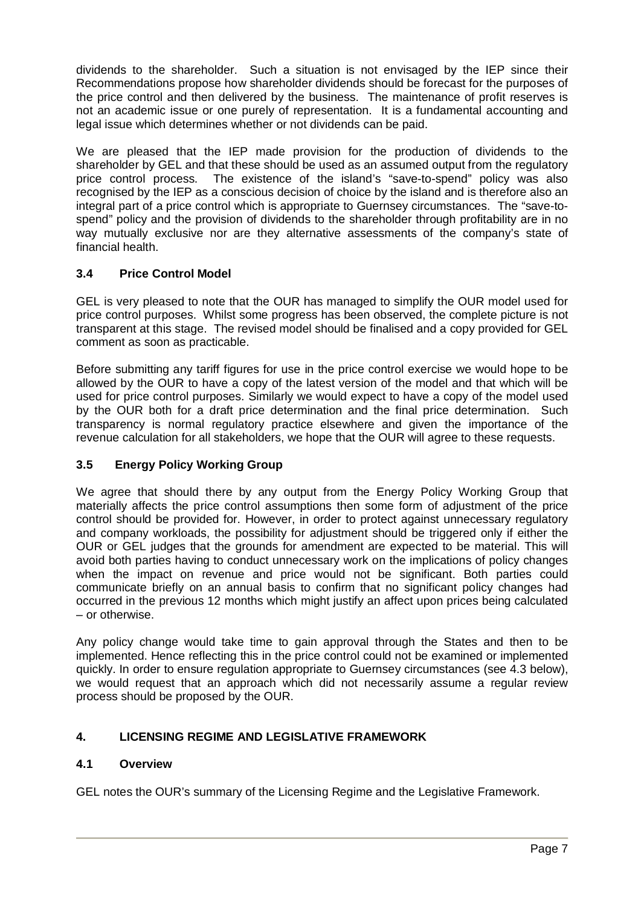dividends to the shareholder. Such a situation is not envisaged by the IEP since their Recommendations propose how shareholder dividends should be forecast for the purposes of the price control and then delivered by the business. The maintenance of profit reserves is not an academic issue or one purely of representation. It is a fundamental accounting and legal issue which determines whether or not dividends can be paid.

We are pleased that the IEP made provision for the production of dividends to the shareholder by GEL and that these should be used as an assumed output from the regulatory price control process. The existence of the island's "save-to-spend" policy was also recognised by the IEP as a conscious decision of choice by the island and is therefore also an integral part of a price control which is appropriate to Guernsey circumstances. The "save-to-spend" policy and the provision of dividends to the shareholder through profitability are in no way mutually exclusive nor are they alternative assessments of the company's state of financial health.

### 3.4 Price Control Model

GEL is very pleased to note that the OUR has managed to simplify the OUR model used for price control purposes. Whilst some progress has been observed, the complete picture is not transparent at this stage. The revised model should be finalised and a copy provided for GEL comment as soon as practicable.

Before submitting any tariff figures for use in the price control exercise we would hope to be allowed by the OUR to have a copy of the latest version of the model and that which will be used for price control purposes. Similarly we would expect to have a copy of the model used by the OUR both for a draft price determination and the final price determination. Such transparency is normal regulatory practice elsewhere and given the importance of the revenue calculation for all stakeholders, we hope that the OUR will agree to these requests.

### 3.5 Energy Policy Working Group

We agree that should there by any output from the Energy Policy Working Group that materially affects the price control assumptions then some form of adjustment of the price control should be provided for. However, in order to protect against unnecessary regulatory and company workloads, the possibility for adjustment should be triggered only if either the OUR or GEL judges that the grounds for amendment are expected to be material. This will avoid both parties having to conduct unnecessary work on the implications of policy changes when the impact on revenue and price would not be significant. Both parties could communicate briefly on an annual basis to confirm that no significant policy changes had occurred in the previous 12 months which might justify an affect upon prices being calculated – or otherwise.

Any policy change would take time to gain approval through the States and then to be implemented. Hence reflecting this in the price control could not be examined or implemented quickly. In order to ensure regulation appropriate to Guernsey circumstances (see 4.3 below), we would request that an approach which did not necessarily assume a regular review process should be proposed by the OUR.

## 4. LICENSING REGIME AND LEGISLATIVE FRAMEWORK

### 4.1 Overview

GEL notes the OUR's summary of the Licensing Regime and the Legislative Framework.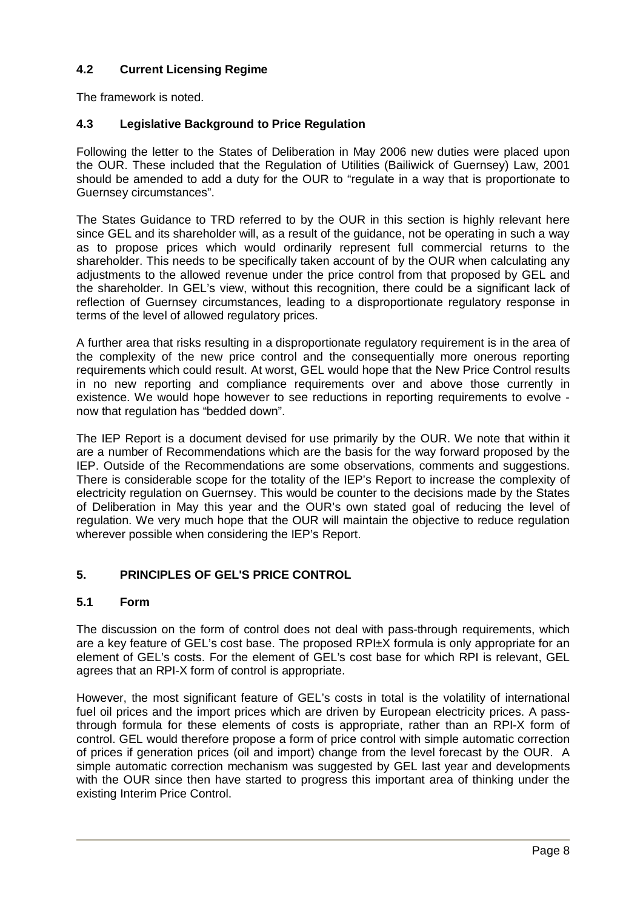### 4.2 Current Licensing Regime

The framework is noted.

### 4.3 Legislative Background to Price Regulation

Following the letter to the States of Deliberation in May 2006 new duties were placed upon the OUR. These included that the Regulation of Utilities (Bailiwick of Guernsey) Law, 2001 should be amended to add a duty for the OUR to "regulate in a way that is proportionate to Guernsey circumstances".

The States Guidance to TRD referred to by the OUR in this section is highly relevant here since GEL and its shareholder will, as a result of the guidance, not be operating in such a way as to propose prices which would ordinarily represent full commercial returns to the shareholder. This needs to be specifically taken account of by the OUR when calculating any adjustments to the allowed revenue under the price control from that proposed by GEL and the shareholder. In GEL's view, without this recognition, there could be a significant lack of reflection of Guernsey circumstances, leading to a disproportionate regulatory response in terms of the level of allowed regulatory prices.

A further area that risks resulting in a disproportionate regulatory requirement is in the area of the complexity of the new price control and the consequentially more onerous reporting requirements which could result. At worst, GEL would hope that the New Price Control results in no new reporting and compliance requirements over and above those currently in existence. We would hope however to see reductions in reporting requirements to evolve - now that regulation has "bedded down".

The IEP Report is a document devised for use primarily by the OUR. We note that within it are a number of Recommendations which are the basis for the way forward proposed by the IEP. Outside of the Recommendations are some observations, comments and suggestions. There is considerable scope for the totality of the IEP's Report to increase the complexity of electricity regulation on Guernsey. This would be counter to the decisions made by the States of Deliberation in May this year and the OUR's own stated goal of reducing the level of regulation. We very much hope that the OUR will maintain the objective to reduce regulation wherever possible when considering the IEP's Report.

## 5. PRINCIPLES OF GEL'S PRICE CONTROL

### 5.1 Form

The discussion on the form of control does not deal with pass-through requirements, which are a key feature of GEL's cost base. The proposed RPI±X formula is only appropriate for an element of GEL's costs. For the element of GEL's cost base for which RPI is relevant, GEL agrees that an RPI-X form of control is appropriate.

However, the most significant feature of GEL's costs in total is the volatility of international fuel oil prices and the import prices which are driven by European electricity prices. A pass-through formula for these elements of costs is appropriate, rather than an RPI-X form of control. GEL would therefore propose a form of price control with simple automatic correction of prices if generation prices (oil and import) change from the level forecast by the OUR. A simple automatic correction mechanism was suggested by GEL last year and developments with the OUR since then have started to progress this important area of thinking under the existing Interim Price Control.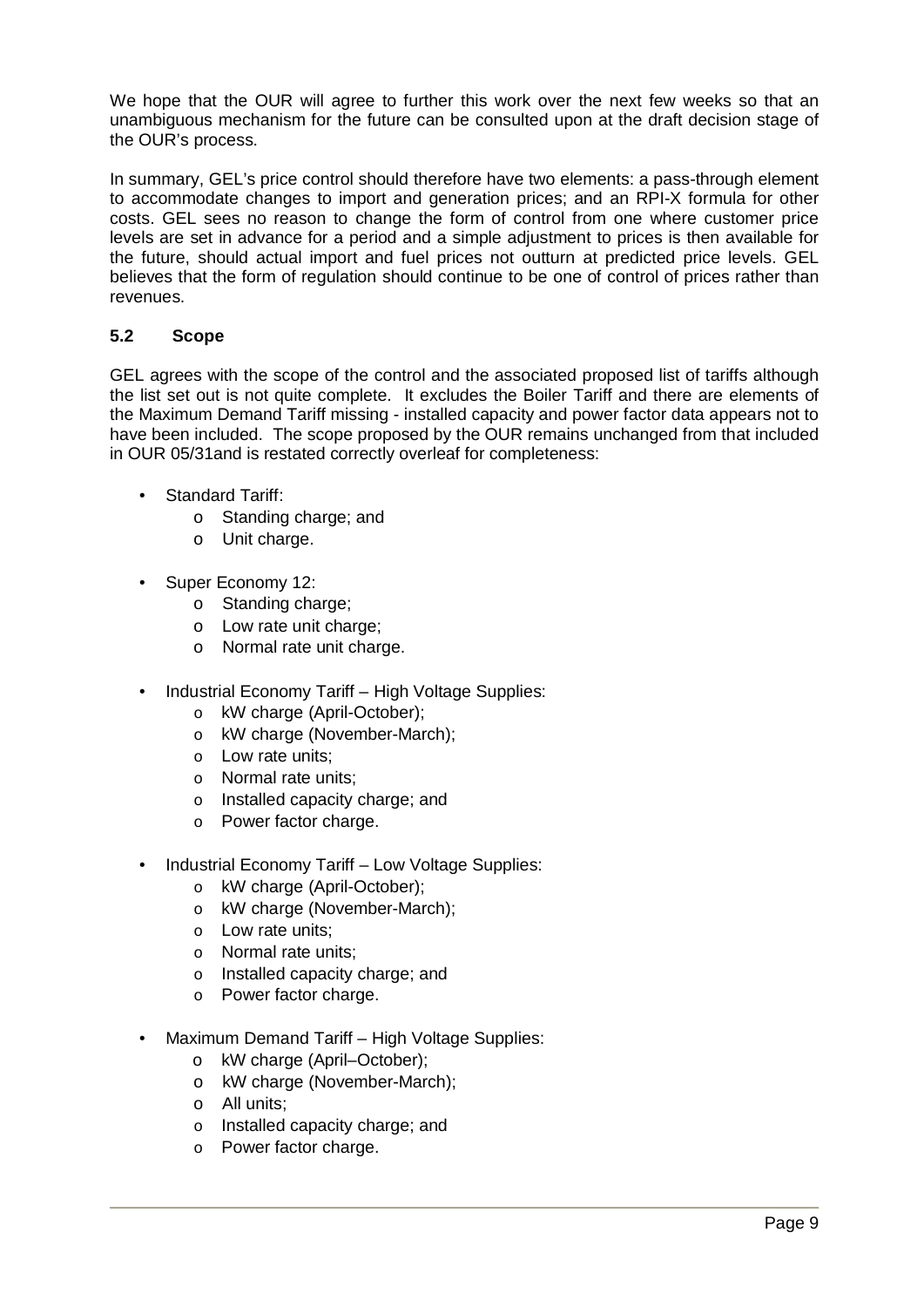We hope that the OUR will agree to further this work over the next few weeks so that an unambiguous mechanism for the future can be consulted upon at the draft decision stage of the OUR's process.

In summary, GEL's price control should therefore have two elements: a pass-through element to accommodate changes to import and generation prices; and an RPI-X formula for other costs. GEL sees no reason to change the form of control from one where customer price levels are set in advance for a period and a simple adjustment to prices is then available for the future, should actual import and fuel prices not outturn at predicted price levels. GEL believes that the form of regulation should continue to be one of control of prices rather than revenues.

### 5.2 Scope

GEL agrees with the scope of the control and the associated proposed list of tariffs although the list set out is not quite complete. It excludes the Boiler Tariff and there are elements of the Maximum Demand Tariff missing - installed capacity and power factor data appears not to have been included. The scope proposed by the OUR remains unchanged from that included in OUR 05/31and is restated correctly overleaf for completeness:

- Standard Tariff:
  - Standing charge; and
  - Unit charge.
- Super Economy 12:
  - Standing charge;
  - Low rate unit charge;
  - Normal rate unit charge.
- Industrial Economy Tariff – High Voltage Supplies:
  - kW charge (April-October);
  - kW charge (November-March);
  - Low rate units;
  - Normal rate units;
  - Installed capacity charge; and
  - Power factor charge.
- Industrial Economy Tariff – Low Voltage Supplies:
  - kW charge (April-October);
  - kW charge (November-March);
  - Low rate units;
  - Normal rate units;
  - Installed capacity charge; and
  - Power factor charge.
- Maximum Demand Tariff – High Voltage Supplies:
  - kW charge (April–October);
  - kW charge (November-March);
  - All units;
  - Installed capacity charge; and
  - Power factor charge.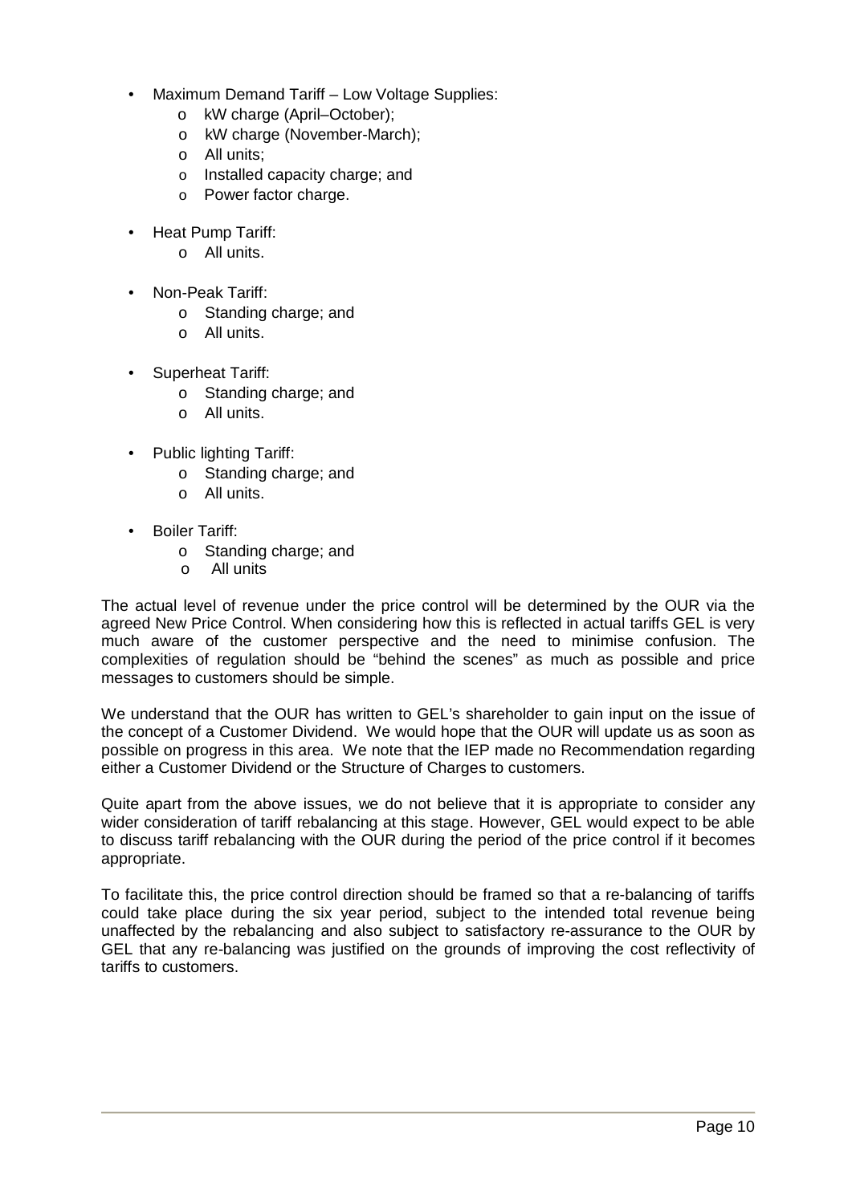- Maximum Demand Tariff – Low Voltage Supplies:
  - kW charge (April–October);
  - kW charge (November-March);
  - All units;
  - Installed capacity charge; and
  - Power factor charge.
- Heat Pump Tariff:
  - All units.
- Non-Peak Tariff:
  - Standing charge; and
  - All units.
- Superheat Tariff:
  - Standing charge; and
  - All units.
- Public lighting Tariff:
  - Standing charge; and
  - All units.
- Boiler Tariff:
  - Standing charge; and
  - All units

The actual level of revenue under the price control will be determined by the OUR via the agreed New Price Control. When considering how this is reflected in actual tariffs GEL is very much aware of the customer perspective and the need to minimise confusion. The complexities of regulation should be "behind the scenes" as much as possible and price messages to customers should be simple.

We understand that the OUR has written to GEL's shareholder to gain input on the issue of the concept of a Customer Dividend. We would hope that the OUR will update us as soon as possible on progress in this area. We note that the IEP made no Recommendation regarding either a Customer Dividend or the Structure of Charges to customers.

Quite apart from the above issues, we do not believe that it is appropriate to consider any wider consideration of tariff rebalancing at this stage. However, GEL would expect to be able to discuss tariff rebalancing with the OUR during the period of the price control if it becomes appropriate.

To facilitate this, the price control direction should be framed so that a re-balancing of tariffs could take place during the six year period, subject to the intended total revenue being unaffected by the rebalancing and also subject to satisfactory re-assurance to the OUR by GEL that any re-balancing was justified on the grounds of improving the cost reflectivity of tariffs to customers.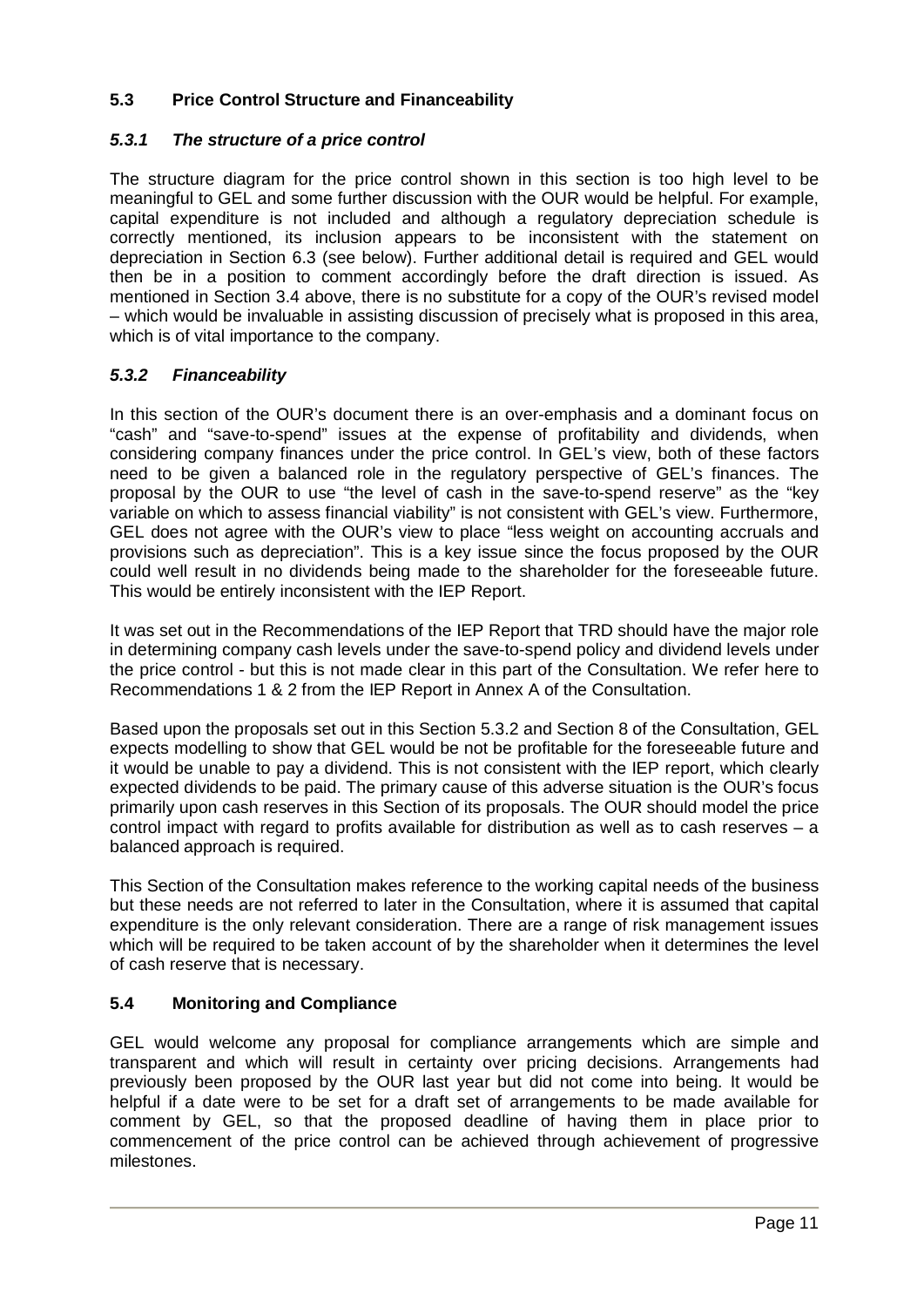## 5.3 Price Control Structure and Financeability

### *5.3.1 The structure of a price control*

The structure diagram for the price control shown in this section is too high level to be meaningful to GEL and some further discussion with the OUR would be helpful. For example, capital expenditure is not included and although a regulatory depreciation schedule is correctly mentioned, its inclusion appears to be inconsistent with the statement on depreciation in Section 6.3 (see below). Further additional detail is required and GEL would then be in a position to comment accordingly before the draft direction is issued. As mentioned in Section 3.4 above, there is no substitute for a copy of the OUR's revised model – which would be invaluable in assisting discussion of precisely what is proposed in this area, which is of vital importance to the company.

### *5.3.2 Financeability*

In this section of the OUR's document there is an over-emphasis and a dominant focus on "cash" and "save-to-spend" issues at the expense of profitability and dividends, when considering company finances under the price control. In GEL's view, both of these factors need to be given a balanced role in the regulatory perspective of GEL's finances. The proposal by the OUR to use "the level of cash in the save-to-spend reserve" as the "key variable on which to assess financial viability" is not consistent with GEL's view. Furthermore, GEL does not agree with the OUR's view to place "less weight on accounting accruals and provisions such as depreciation". This is a key issue since the focus proposed by the OUR could well result in no dividends being made to the shareholder for the foreseeable future. This would be entirely inconsistent with the IEP Report.

It was set out in the Recommendations of the IEP Report that TRD should have the major role in determining company cash levels under the save-to-spend policy and dividend levels under the price control - but this is not made clear in this part of the Consultation. We refer here to Recommendations 1 & 2 from the IEP Report in Annex A of the Consultation.

Based upon the proposals set out in this Section 5.3.2 and Section 8 of the Consultation, GEL expects modelling to show that GEL would be not be profitable for the foreseeable future and it would be unable to pay a dividend. This is not consistent with the IEP report, which clearly expected dividends to be paid. The primary cause of this adverse situation is the OUR's focus primarily upon cash reserves in this Section of its proposals. The OUR should model the price control impact with regard to profits available for distribution as well as to cash reserves – a balanced approach is required.

This Section of the Consultation makes reference to the working capital needs of the business but these needs are not referred to later in the Consultation, where it is assumed that capital expenditure is the only relevant consideration. There are a range of risk management issues which will be required to be taken account of by the shareholder when it determines the level of cash reserve that is necessary.

## 5.4 Monitoring and Compliance

GEL would welcome any proposal for compliance arrangements which are simple and transparent and which will result in certainty over pricing decisions. Arrangements had previously been proposed by the OUR last year but did not come into being. It would be helpful if a date were to be set for a draft set of arrangements to be made available for comment by GEL, so that the proposed deadline of having them in place prior to commencement of the price control can be achieved through achievement of progressive milestones.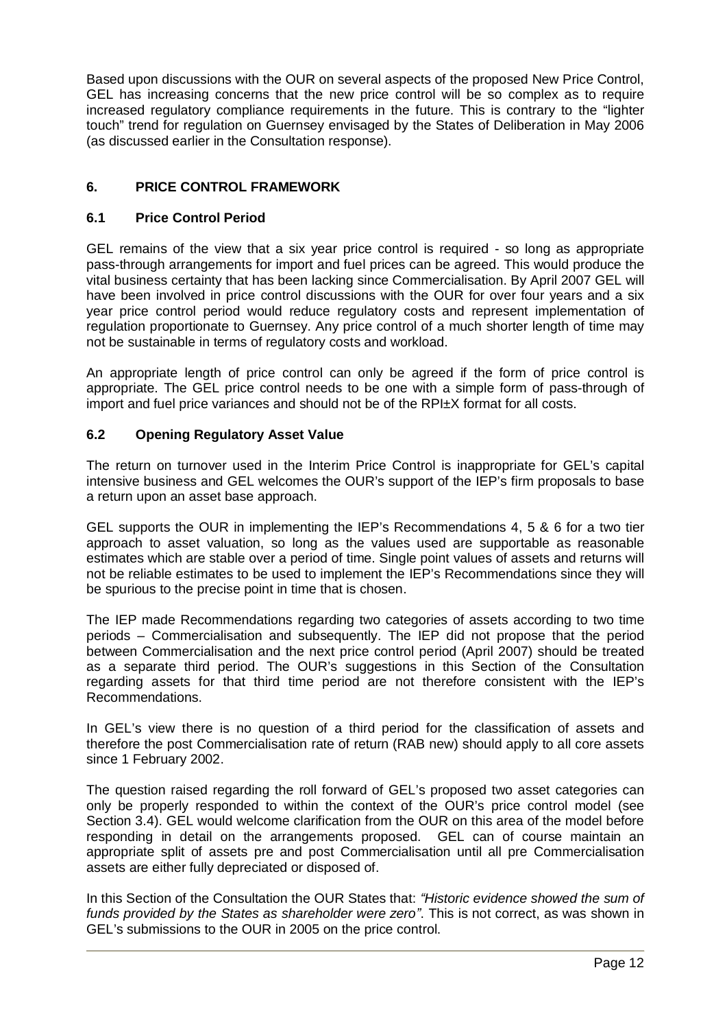Based upon discussions with the OUR on several aspects of the proposed New Price Control, GEL has increasing concerns that the new price control will be so complex as to require increased regulatory compliance requirements in the future. This is contrary to the "lighter touch" trend for regulation on Guernsey envisaged by the States of Deliberation in May 2006 (as discussed earlier in the Consultation response).

## 6. PRICE CONTROL FRAMEWORK

### 6.1 Price Control Period

GEL remains of the view that a six year price control is required - so long as appropriate pass-through arrangements for import and fuel prices can be agreed. This would produce the vital business certainty that has been lacking since Commercialisation. By April 2007 GEL will have been involved in price control discussions with the OUR for over four years and a six year price control period would reduce regulatory costs and represent implementation of regulation proportionate to Guernsey. Any price control of a much shorter length of time may not be sustainable in terms of regulatory costs and workload.

An appropriate length of price control can only be agreed if the form of price control is appropriate. The GEL price control needs to be one with a simple form of pass-through of import and fuel price variances and should not be of the RPI±X format for all costs.

### 6.2 Opening Regulatory Asset Value

The return on turnover used in the Interim Price Control is inappropriate for GEL's capital intensive business and GEL welcomes the OUR's support of the IEP's firm proposals to base a return upon an asset base approach.

GEL supports the OUR in implementing the IEP's Recommendations 4, 5 & 6 for a two tier approach to asset valuation, so long as the values used are supportable as reasonable estimates which are stable over a period of time. Single point values of assets and returns will not be reliable estimates to be used to implement the IEP's Recommendations since they will be spurious to the precise point in time that is chosen.

The IEP made Recommendations regarding two categories of assets according to two time periods – Commercialisation and subsequently. The IEP did not propose that the period between Commercialisation and the next price control period (April 2007) should be treated as a separate third period. The OUR's suggestions in this Section of the Consultation regarding assets for that third time period are not therefore consistent with the IEP's Recommendations.

In GEL's view there is no question of a third period for the classification of assets and therefore the post Commercialisation rate of return (RAB new) should apply to all core assets since 1 February 2002.

The question raised regarding the roll forward of GEL's proposed two asset categories can only be properly responded to within the context of the OUR's price control model (see Section 3.4). GEL would welcome clarification from the OUR on this area of the model before responding in detail on the arrangements proposed. GEL can of course maintain an appropriate split of assets pre and post Commercialisation until all pre Commercialisation assets are either fully depreciated or disposed of.

In this Section of the Consultation the OUR States that: *"Historic evidence showed the sum of funds provided by the States as shareholder were zero"*. This is not correct, as was shown in GEL's submissions to the OUR in 2005 on the price control.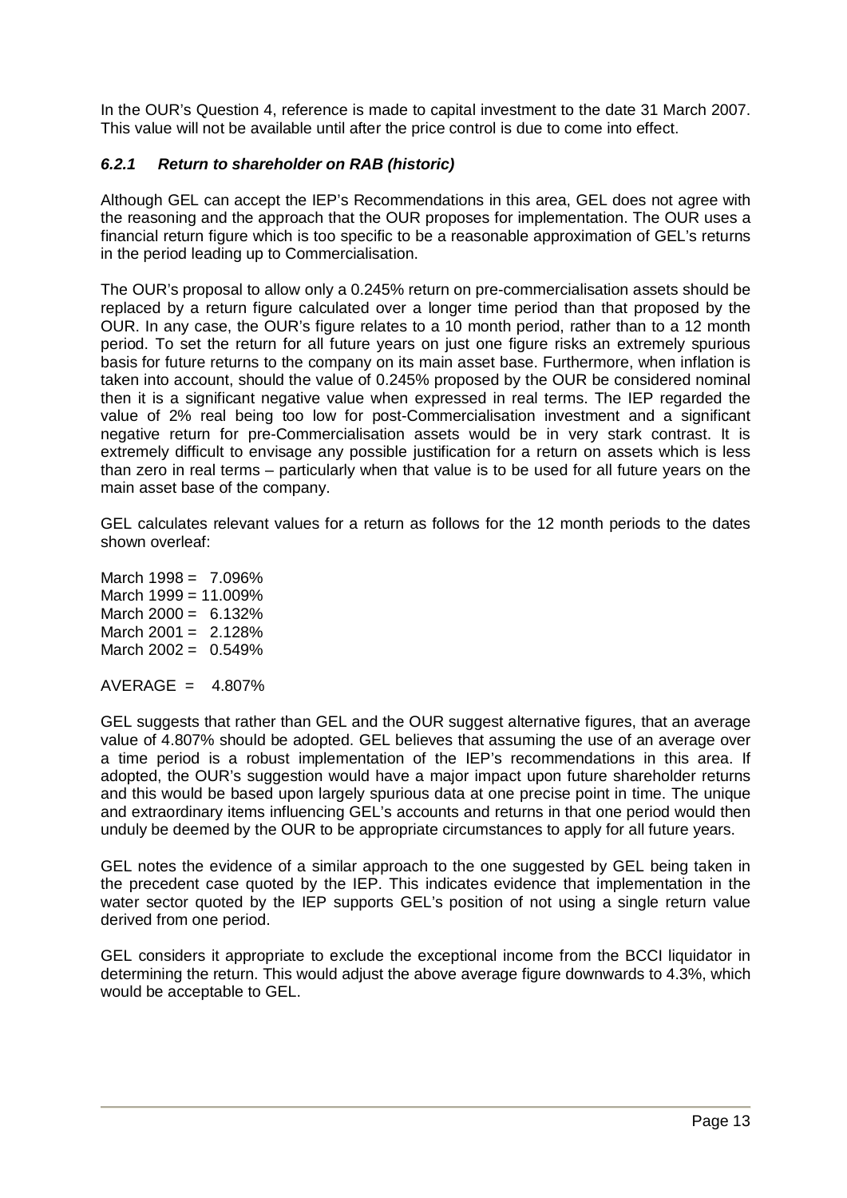In the OUR's Question 4, reference is made to capital investment to the date 31 March 2007. This value will not be available until after the price control is due to come into effect.

### *6.2.1 Return to shareholder on RAB (historic)*

Although GEL can accept the IEP's Recommendations in this area, GEL does not agree with the reasoning and the approach that the OUR proposes for implementation. The OUR uses a financial return figure which is too specific to be a reasonable approximation of GEL's returns in the period leading up to Commercialisation.

The OUR's proposal to allow only a 0.245% return on pre-commercialisation assets should be replaced by a return figure calculated over a longer time period than that proposed by the OUR. In any case, the OUR's figure relates to a 10 month period, rather than to a 12 month period. To set the return for all future years on just one figure risks an extremely spurious basis for future returns to the company on its main asset base. Furthermore, when inflation is taken into account, should the value of 0.245% proposed by the OUR be considered nominal then it is a significant negative value when expressed in real terms. The IEP regarded the value of 2% real being too low for post-Commercialisation investment and a significant negative return for pre-Commercialisation assets would be in very stark contrast. It is extremely difficult to envisage any possible justification for a return on assets which is less than zero in real terms – particularly when that value is to be used for all future years on the main asset base of the company.

GEL calculates relevant values for a return as follows for the 12 month periods to the dates shown overleaf:

March 1998 = 7.096%
March 1999 = 11.009%
March 2000 = 6.132%
March 2001 = 2.128%
March 2002 = 0.549%

AVERAGE = 4.807%

GEL suggests that rather than GEL and the OUR suggest alternative figures, that an average value of 4.807% should be adopted. GEL believes that assuming the use of an average over a time period is a robust implementation of the IEP's recommendations in this area. If adopted, the OUR's suggestion would have a major impact upon future shareholder returns and this would be based upon largely spurious data at one precise point in time. The unique and extraordinary items influencing GEL's accounts and returns in that one period would then unduly be deemed by the OUR to be appropriate circumstances to apply for all future years.

GEL notes the evidence of a similar approach to the one suggested by GEL being taken in the precedent case quoted by the IEP. This indicates evidence that implementation in the water sector quoted by the IEP supports GEL's position of not using a single return value derived from one period.

GEL considers it appropriate to exclude the exceptional income from the BCCI liquidator in determining the return. This would adjust the above average figure downwards to 4.3%, which would be acceptable to GEL.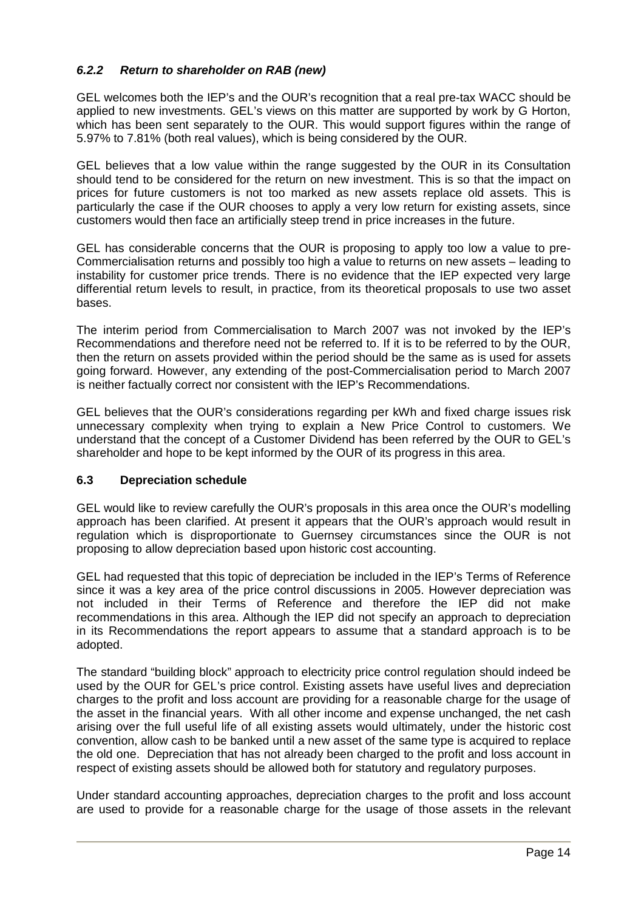### *6.2.2 Return to shareholder on RAB (new)*

GEL welcomes both the IEP's and the OUR's recognition that a real pre-tax WACC should be applied to new investments. GEL's views on this matter are supported by work by G Horton, which has been sent separately to the OUR. This would support figures within the range of 5.97% to 7.81% (both real values), which is being considered by the OUR.

GEL believes that a low value within the range suggested by the OUR in its Consultation should tend to be considered for the return on new investment. This is so that the impact on prices for future customers is not too marked as new assets replace old assets. This is particularly the case if the OUR chooses to apply a very low return for existing assets, since customers would then face an artificially steep trend in price increases in the future.

GEL has considerable concerns that the OUR is proposing to apply too low a value to pre-Commercialisation returns and possibly too high a value to returns on new assets – leading to instability for customer price trends. There is no evidence that the IEP expected very large differential return levels to result, in practice, from its theoretical proposals to use two asset bases.

The interim period from Commercialisation to March 2007 was not invoked by the IEP's Recommendations and therefore need not be referred to. If it is to be referred to by the OUR, then the return on assets provided within the period should be the same as is used for assets going forward. However, any extending of the post-Commercialisation period to March 2007 is neither factually correct nor consistent with the IEP's Recommendations.

GEL believes that the OUR's considerations regarding per kWh and fixed charge issues risk unnecessary complexity when trying to explain a New Price Control to customers. We understand that the concept of a Customer Dividend has been referred by the OUR to GEL's shareholder and hope to be kept informed by the OUR of its progress in this area.

### 6.3 Depreciation schedule

GEL would like to review carefully the OUR's proposals in this area once the OUR's modelling approach has been clarified. At present it appears that the OUR's approach would result in regulation which is disproportionate to Guernsey circumstances since the OUR is not proposing to allow depreciation based upon historic cost accounting.

GEL had requested that this topic of depreciation be included in the IEP's Terms of Reference since it was a key area of the price control discussions in 2005. However depreciation was not included in their Terms of Reference and therefore the IEP did not make recommendations in this area. Although the IEP did not specify an approach to depreciation in its Recommendations the report appears to assume that a standard approach is to be adopted.

The standard "building block" approach to electricity price control regulation should indeed be used by the OUR for GEL's price control. Existing assets have useful lives and depreciation charges to the profit and loss account are providing for a reasonable charge for the usage of the asset in the financial years. With all other income and expense unchanged, the net cash arising over the full useful life of all existing assets would ultimately, under the historic cost convention, allow cash to be banked until a new asset of the same type is acquired to replace the old one. Depreciation that has not already been charged to the profit and loss account in respect of existing assets should be allowed both for statutory and regulatory purposes.

Under standard accounting approaches, depreciation charges to the profit and loss account are used to provide for a reasonable charge for the usage of those assets in the relevant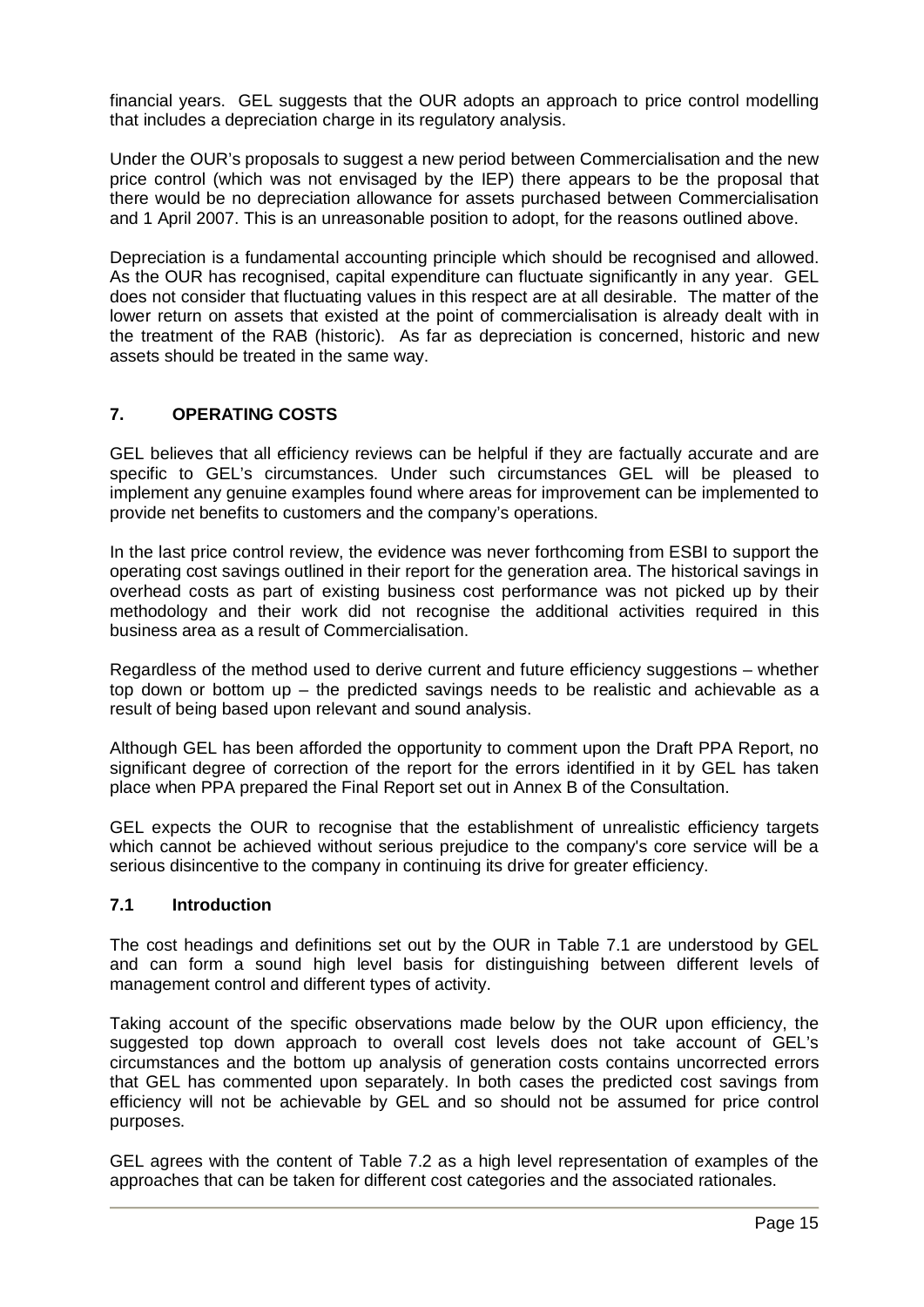financial years. GEL suggests that the OUR adopts an approach to price control modelling that includes a depreciation charge in its regulatory analysis.

Under the OUR's proposals to suggest a new period between Commercialisation and the new price control (which was not envisaged by the IEP) there appears to be the proposal that there would be no depreciation allowance for assets purchased between Commercialisation and 1 April 2007. This is an unreasonable position to adopt, for the reasons outlined above.

Depreciation is a fundamental accounting principle which should be recognised and allowed. As the OUR has recognised, capital expenditure can fluctuate significantly in any year. GEL does not consider that fluctuating values in this respect are at all desirable. The matter of the lower return on assets that existed at the point of commercialisation is already dealt with in the treatment of the RAB (historic). As far as depreciation is concerned, historic and new assets should be treated in the same way.

## 7. OPERATING COSTS

GEL believes that all efficiency reviews can be helpful if they are factually accurate and are specific to GEL's circumstances. Under such circumstances GEL will be pleased to implement any genuine examples found where areas for improvement can be implemented to provide net benefits to customers and the company's operations.

In the last price control review, the evidence was never forthcoming from ESBI to support the operating cost savings outlined in their report for the generation area. The historical savings in overhead costs as part of existing business cost performance was not picked up by their methodology and their work did not recognise the additional activities required in this business area as a result of Commercialisation.

Regardless of the method used to derive current and future efficiency suggestions – whether top down or bottom up – the predicted savings needs to be realistic and achievable as a result of being based upon relevant and sound analysis.

Although GEL has been afforded the opportunity to comment upon the Draft PPA Report, no significant degree of correction of the report for the errors identified in it by GEL has taken place when PPA prepared the Final Report set out in Annex B of the Consultation.

GEL expects the OUR to recognise that the establishment of unrealistic efficiency targets which cannot be achieved without serious prejudice to the company's core service will be a serious disincentive to the company in continuing its drive for greater efficiency.

### 7.1 Introduction

The cost headings and definitions set out by the OUR in Table 7.1 are understood by GEL and can form a sound high level basis for distinguishing between different levels of management control and different types of activity.

Taking account of the specific observations made below by the OUR upon efficiency, the suggested top down approach to overall cost levels does not take account of GEL's circumstances and the bottom up analysis of generation costs contains uncorrected errors that GEL has commented upon separately. In both cases the predicted cost savings from efficiency will not be achievable by GEL and so should not be assumed for price control purposes.

GEL agrees with the content of Table 7.2 as a high level representation of examples of the approaches that can be taken for different cost categories and the associated rationales.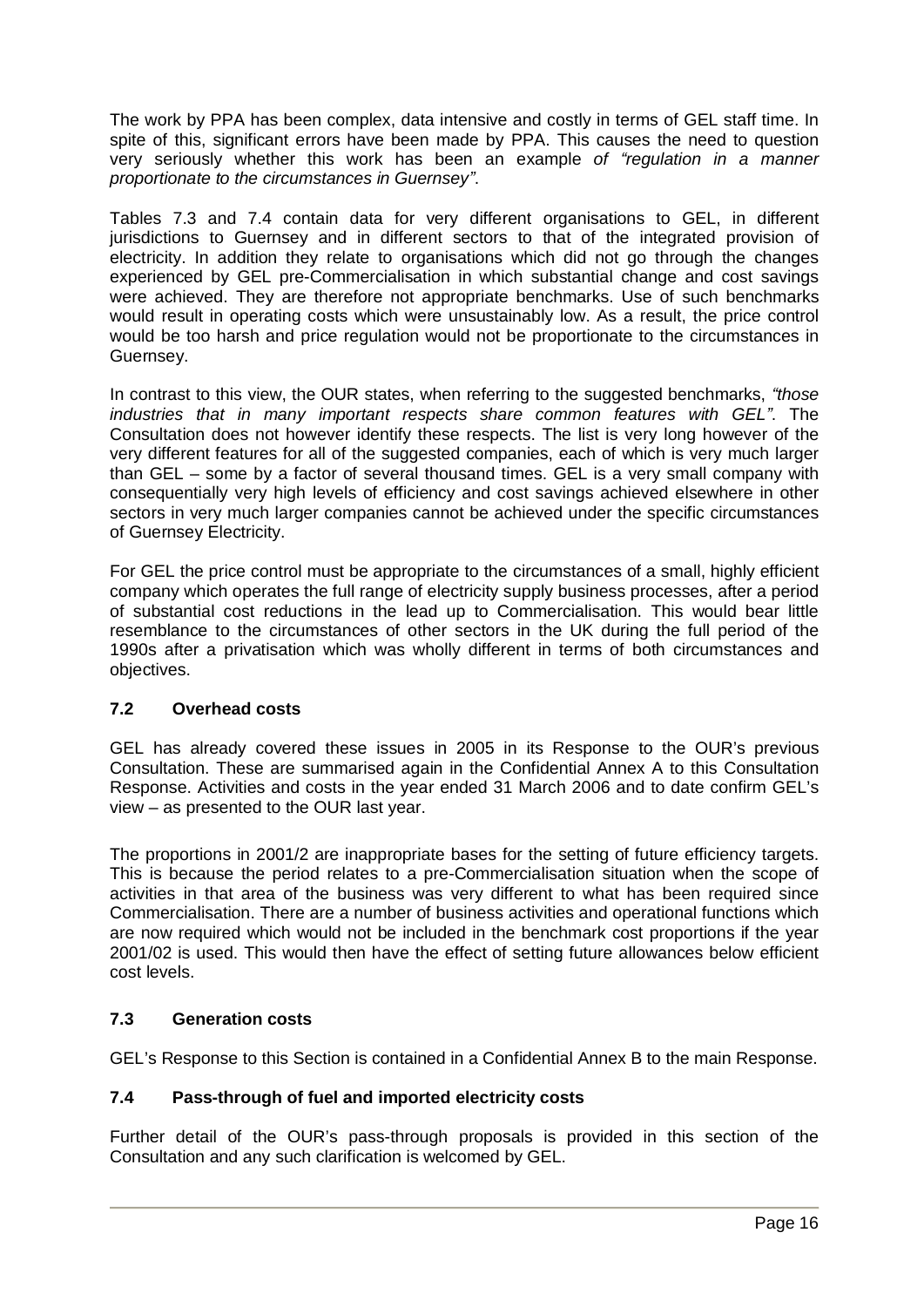The work by PPA has been complex, data intensive and costly in terms of GEL staff time. In spite of this, significant errors have been made by PPA. This causes the need to question very seriously whether this work has been an example *of "regulation in a manner proportionate to the circumstances in Guernsey"*.

Tables 7.3 and 7.4 contain data for very different organisations to GEL, in different jurisdictions to Guernsey and in different sectors to that of the integrated provision of electricity. In addition they relate to organisations which did not go through the changes experienced by GEL pre-Commercialisation in which substantial change and cost savings were achieved. They are therefore not appropriate benchmarks. Use of such benchmarks would result in operating costs which were unsustainably low. As a result, the price control would be too harsh and price regulation would not be proportionate to the circumstances in Guernsey.

In contrast to this view, the OUR states, when referring to the suggested benchmarks, *"those industries that in many important respects share common features with GEL"*. The Consultation does not however identify these respects. The list is very long however of the very different features for all of the suggested companies, each of which is very much larger than GEL – some by a factor of several thousand times. GEL is a very small company with consequentially very high levels of efficiency and cost savings achieved elsewhere in other sectors in very much larger companies cannot be achieved under the specific circumstances of Guernsey Electricity.

For GEL the price control must be appropriate to the circumstances of a small, highly efficient company which operates the full range of electricity supply business processes, after a period of substantial cost reductions in the lead up to Commercialisation. This would bear little resemblance to the circumstances of other sectors in the UK during the full period of the 1990s after a privatisation which was wholly different in terms of both circumstances and objectives.

### 7.2 Overhead costs

GEL has already covered these issues in 2005 in its Response to the OUR's previous Consultation. These are summarised again in the Confidential Annex A to this Consultation Response. Activities and costs in the year ended 31 March 2006 and to date confirm GEL's view – as presented to the OUR last year.

The proportions in 2001/2 are inappropriate bases for the setting of future efficiency targets. This is because the period relates to a pre-Commercialisation situation when the scope of activities in that area of the business was very different to what has been required since Commercialisation. There are a number of business activities and operational functions which are now required which would not be included in the benchmark cost proportions if the year 2001/02 is used. This would then have the effect of setting future allowances below efficient cost levels.

### 7.3 Generation costs

GEL's Response to this Section is contained in a Confidential Annex B to the main Response.

### 7.4 Pass-through of fuel and imported electricity costs

Further detail of the OUR's pass-through proposals is provided in this section of the Consultation and any such clarification is welcomed by GEL.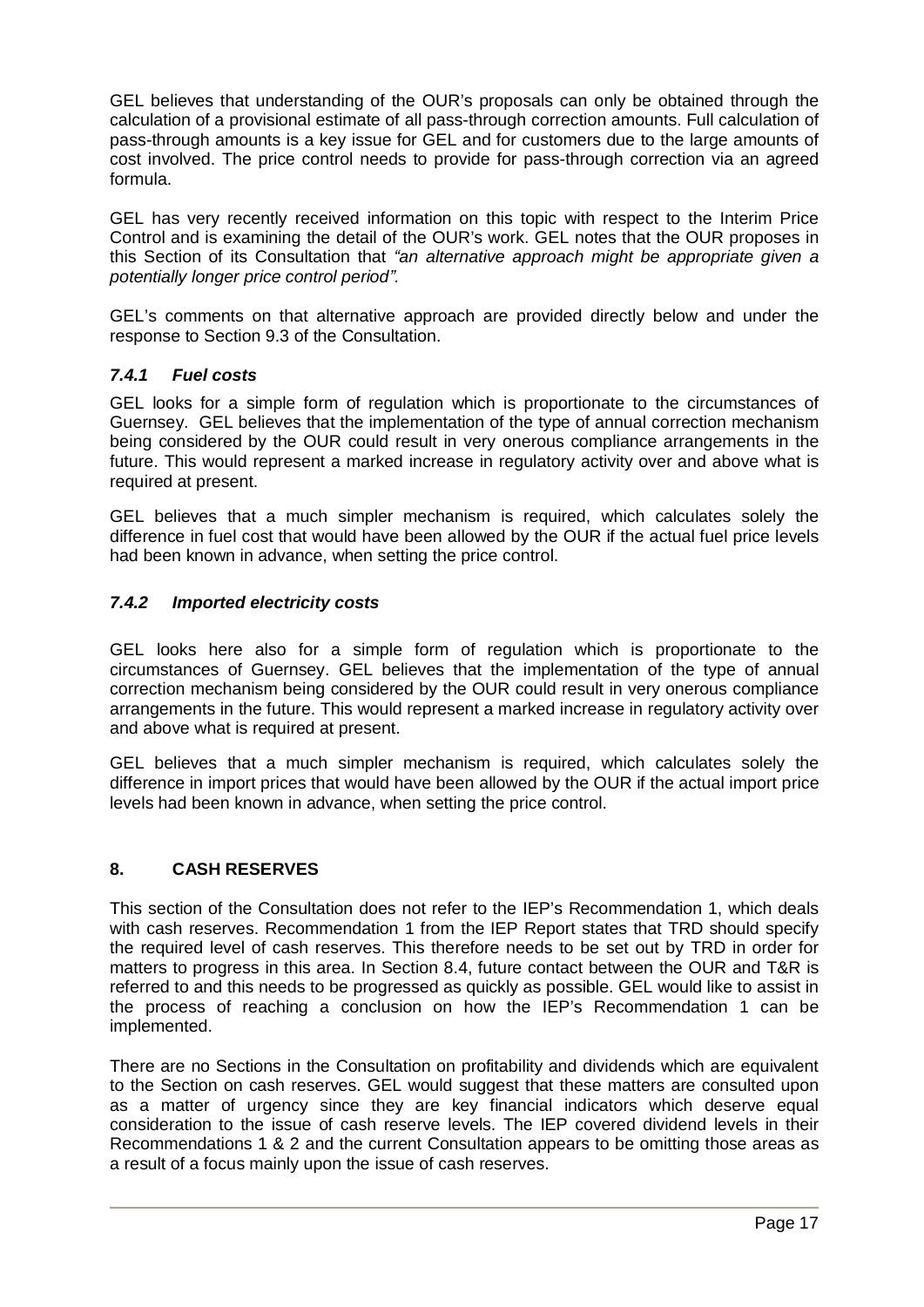GEL believes that understanding of the OUR's proposals can only be obtained through the calculation of a provisional estimate of all pass-through correction amounts. Full calculation of pass-through amounts is a key issue for GEL and for customers due to the large amounts of cost involved. The price control needs to provide for pass-through correction via an agreed formula.

GEL has very recently received information on this topic with respect to the Interim Price Control and is examining the detail of the OUR's work. GEL notes that the OUR proposes in this Section of its Consultation that *"an alternative approach might be appropriate given a potentially longer price control period"*.

GEL's comments on that alternative approach are provided directly below and under the response to Section 9.3 of the Consultation.

### *7.4.1 Fuel costs*

GEL looks for a simple form of regulation which is proportionate to the circumstances of Guernsey. GEL believes that the implementation of the type of annual correction mechanism being considered by the OUR could result in very onerous compliance arrangements in the future. This would represent a marked increase in regulatory activity over and above what is required at present.

GEL believes that a much simpler mechanism is required, which calculates solely the difference in fuel cost that would have been allowed by the OUR if the actual fuel price levels had been known in advance, when setting the price control.

### *7.4.2 Imported electricity costs*

GEL looks here also for a simple form of regulation which is proportionate to the circumstances of Guernsey. GEL believes that the implementation of the type of annual correction mechanism being considered by the OUR could result in very onerous compliance arrangements in the future. This would represent a marked increase in regulatory activity over and above what is required at present.

GEL believes that a much simpler mechanism is required, which calculates solely the difference in import prices that would have been allowed by the OUR if the actual import price levels had been known in advance, when setting the price control.

## 8. CASH RESERVES

This section of the Consultation does not refer to the IEP's Recommendation 1, which deals with cash reserves. Recommendation 1 from the IEP Report states that TRD should specify the required level of cash reserves. This therefore needs to be set out by TRD in order for matters to progress in this area. In Section 8.4, future contact between the OUR and T&R is referred to and this needs to be progressed as quickly as possible. GEL would like to assist in the process of reaching a conclusion on how the IEP's Recommendation 1 can be implemented.

There are no Sections in the Consultation on profitability and dividends which are equivalent to the Section on cash reserves. GEL would suggest that these matters are consulted upon as a matter of urgency since they are key financial indicators which deserve equal consideration to the issue of cash reserve levels. The IEP covered dividend levels in their Recommendations 1 & 2 and the current Consultation appears to be omitting those areas as a result of a focus mainly upon the issue of cash reserves.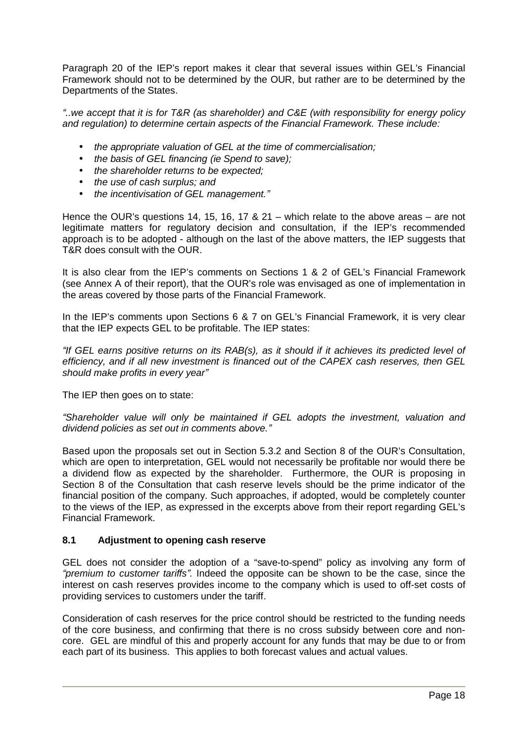Paragraph 20 of the IEP's report makes it clear that several issues within GEL's Financial Framework should not to be determined by the OUR, but rather are to be determined by the Departments of the States.

*"..we accept that it is for T&R (as shareholder) and C&E (with responsibility for energy policy and regulation) to determine certain aspects of the Financial Framework. These include:*

- *the appropriate valuation of GEL at the time of commercialisation;*
- *the basis of GEL financing (ie Spend to save);*
- *the shareholder returns to be expected;*
- *the use of cash surplus; and*
- *the incentivisation of GEL management."*

Hence the OUR's questions 14, 15, 16, 17 & 21 – which relate to the above areas – are not legitimate matters for regulatory decision and consultation, if the IEP's recommended approach is to be adopted - although on the last of the above matters, the IEP suggests that T&R does consult with the OUR.

It is also clear from the IEP's comments on Sections 1 & 2 of GEL's Financial Framework (see Annex A of their report), that the OUR's role was envisaged as one of implementation in the areas covered by those parts of the Financial Framework.

In the IEP's comments upon Sections 6 & 7 on GEL's Financial Framework, it is very clear that the IEP expects GEL to be profitable. The IEP states:

*"If GEL earns positive returns on its RAB(s), as it should if it achieves its predicted level of efficiency, and if all new investment is financed out of the CAPEX cash reserves, then GEL should make profits in every year"*

The IEP then goes on to state:

*"Shareholder value will only be maintained if GEL adopts the investment, valuation and dividend policies as set out in comments above."*

Based upon the proposals set out in Section 5.3.2 and Section 8 of the OUR's Consultation, which are open to interpretation, GEL would not necessarily be profitable nor would there be a dividend flow as expected by the shareholder. Furthermore, the OUR is proposing in Section 8 of the Consultation that cash reserve levels should be the prime indicator of the financial position of the company. Such approaches, if adopted, would be completely counter to the views of the IEP, as expressed in the excerpts above from their report regarding GEL's Financial Framework.

### 8.1 Adjustment to opening cash reserve

GEL does not consider the adoption of a "save-to-spend" policy as involving any form of *"premium to customer tariffs".* Indeed the opposite can be shown to be the case, since the interest on cash reserves provides income to the company which is used to off-set costs of providing services to customers under the tariff.

Consideration of cash reserves for the price control should be restricted to the funding needs of the core business, and confirming that there is no cross subsidy between core and non-core. GEL are mindful of this and properly account for any funds that may be due to or from each part of its business. This applies to both forecast values and actual values.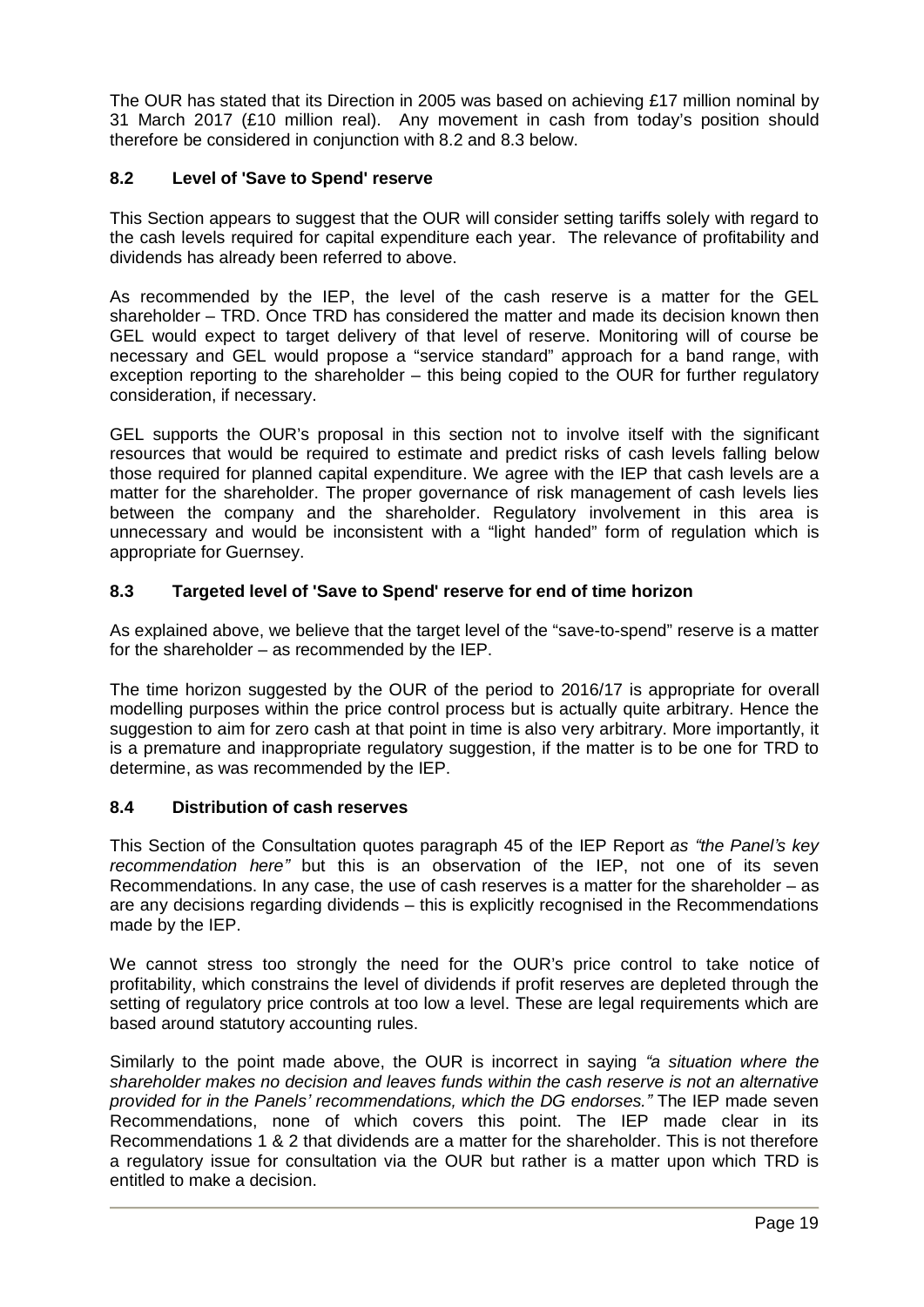The OUR has stated that its Direction in 2005 was based on achieving £17 million nominal by 31 March 2017 (£10 million real). Any movement in cash from today's position should therefore be considered in conjunction with 8.2 and 8.3 below.

### 8.2 Level of 'Save to Spend' reserve

This Section appears to suggest that the OUR will consider setting tariffs solely with regard to the cash levels required for capital expenditure each year. The relevance of profitability and dividends has already been referred to above.

As recommended by the IEP, the level of the cash reserve is a matter for the GEL shareholder – TRD. Once TRD has considered the matter and made its decision known then GEL would expect to target delivery of that level of reserve. Monitoring will of course be necessary and GEL would propose a "service standard" approach for a band range, with exception reporting to the shareholder – this being copied to the OUR for further regulatory consideration, if necessary.

GEL supports the OUR's proposal in this section not to involve itself with the significant resources that would be required to estimate and predict risks of cash levels falling below those required for planned capital expenditure. We agree with the IEP that cash levels are a matter for the shareholder. The proper governance of risk management of cash levels lies between the company and the shareholder. Regulatory involvement in this area is unnecessary and would be inconsistent with a "light handed" form of regulation which is appropriate for Guernsey.

### 8.3 Targeted level of 'Save to Spend' reserve for end of time horizon

As explained above, we believe that the target level of the "save-to-spend" reserve is a matter for the shareholder – as recommended by the IEP.

The time horizon suggested by the OUR of the period to 2016/17 is appropriate for overall modelling purposes within the price control process but is actually quite arbitrary. Hence the suggestion to aim for zero cash at that point in time is also very arbitrary. More importantly, it is a premature and inappropriate regulatory suggestion, if the matter is to be one for TRD to determine, as was recommended by the IEP.

### 8.4 Distribution of cash reserves

This Section of the Consultation quotes paragraph 45 of the IEP Report *as "the Panel's key recommendation here"* but this is an observation of the IEP, not one of its seven Recommendations. In any case, the use of cash reserves is a matter for the shareholder – as are any decisions regarding dividends – this is explicitly recognised in the Recommendations made by the IEP.

We cannot stress too strongly the need for the OUR's price control to take notice of profitability, which constrains the level of dividends if profit reserves are depleted through the setting of regulatory price controls at too low a level. These are legal requirements which are based around statutory accounting rules.

Similarly to the point made above, the OUR is incorrect in saying *"a situation where the shareholder makes no decision and leaves funds within the cash reserve is not an alternative provided for in the Panels' recommendations, which the DG endorses."* The IEP made seven Recommendations, none of which covers this point. The IEP made clear in its Recommendations 1 & 2 that dividends are a matter for the shareholder. This is not therefore a regulatory issue for consultation via the OUR but rather is a matter upon which TRD is entitled to make a decision.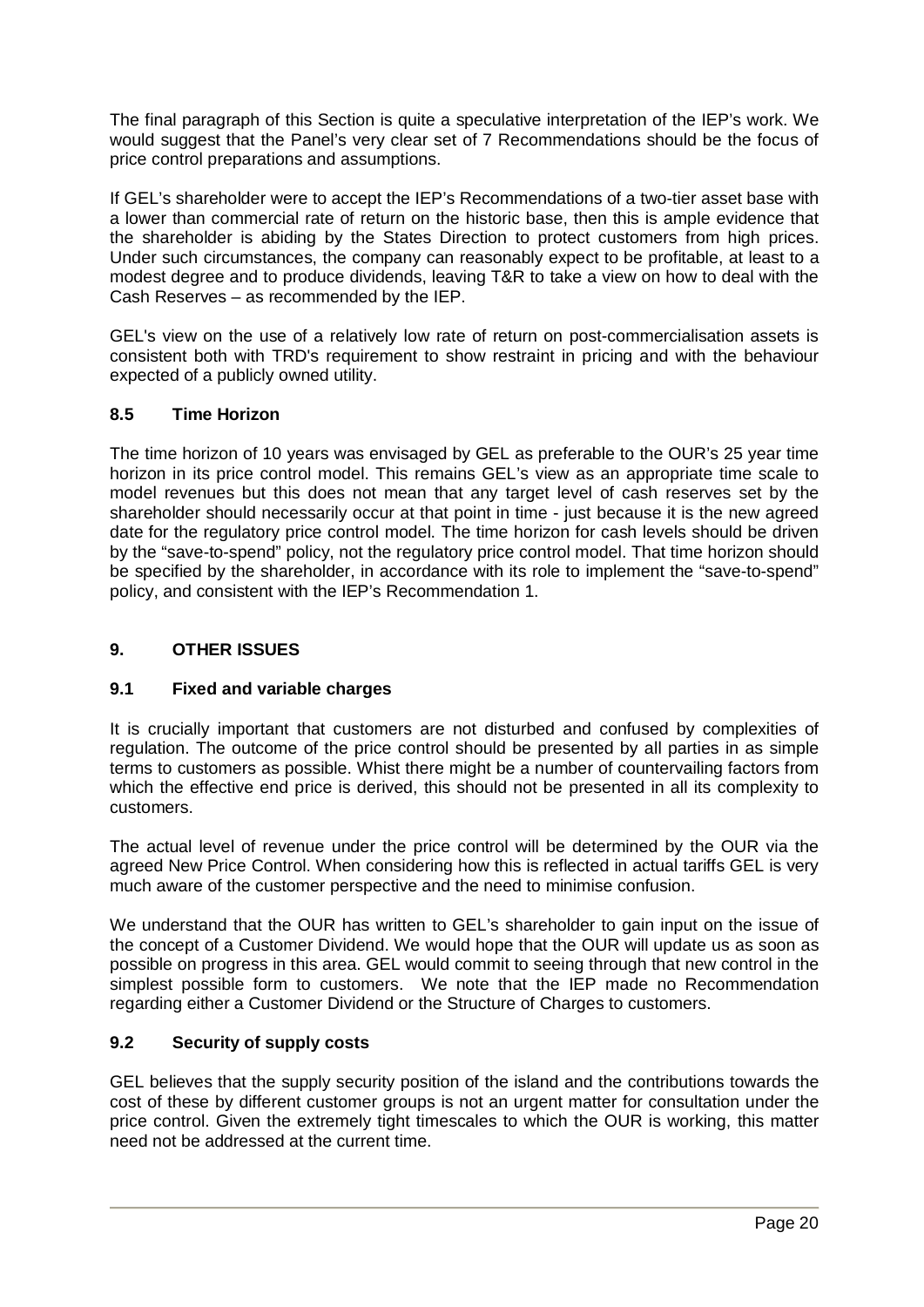The final paragraph of this Section is quite a speculative interpretation of the IEP's work. We would suggest that the Panel's very clear set of 7 Recommendations should be the focus of price control preparations and assumptions.

If GEL's shareholder were to accept the IEP's Recommendations of a two-tier asset base with a lower than commercial rate of return on the historic base, then this is ample evidence that the shareholder is abiding by the States Direction to protect customers from high prices. Under such circumstances, the company can reasonably expect to be profitable, at least to a modest degree and to produce dividends, leaving T&R to take a view on how to deal with the Cash Reserves – as recommended by the IEP.

GEL's view on the use of a relatively low rate of return on post-commercialisation assets is consistent both with TRD's requirement to show restraint in pricing and with the behaviour expected of a publicly owned utility.

### 8.5 Time Horizon

The time horizon of 10 years was envisaged by GEL as preferable to the OUR's 25 year time horizon in its price control model. This remains GEL's view as an appropriate time scale to model revenues but this does not mean that any target level of cash reserves set by the shareholder should necessarily occur at that point in time - just because it is the new agreed date for the regulatory price control model. The time horizon for cash levels should be driven by the "save-to-spend" policy, not the regulatory price control model. That time horizon should be specified by the shareholder, in accordance with its role to implement the "save-to-spend" policy, and consistent with the IEP's Recommendation 1.

## 9. OTHER ISSUES

### 9.1 Fixed and variable charges

It is crucially important that customers are not disturbed and confused by complexities of regulation. The outcome of the price control should be presented by all parties in as simple terms to customers as possible. Whist there might be a number of countervailing factors from which the effective end price is derived, this should not be presented in all its complexity to customers.

The actual level of revenue under the price control will be determined by the OUR via the agreed New Price Control. When considering how this is reflected in actual tariffs GEL is very much aware of the customer perspective and the need to minimise confusion.

We understand that the OUR has written to GEL's shareholder to gain input on the issue of the concept of a Customer Dividend. We would hope that the OUR will update us as soon as possible on progress in this area. GEL would commit to seeing through that new control in the simplest possible form to customers. We note that the IEP made no Recommendation regarding either a Customer Dividend or the Structure of Charges to customers.

### 9.2 Security of supply costs

GEL believes that the supply security position of the island and the contributions towards the cost of these by different customer groups is not an urgent matter for consultation under the price control. Given the extremely tight timescales to which the OUR is working, this matter need not be addressed at the current time.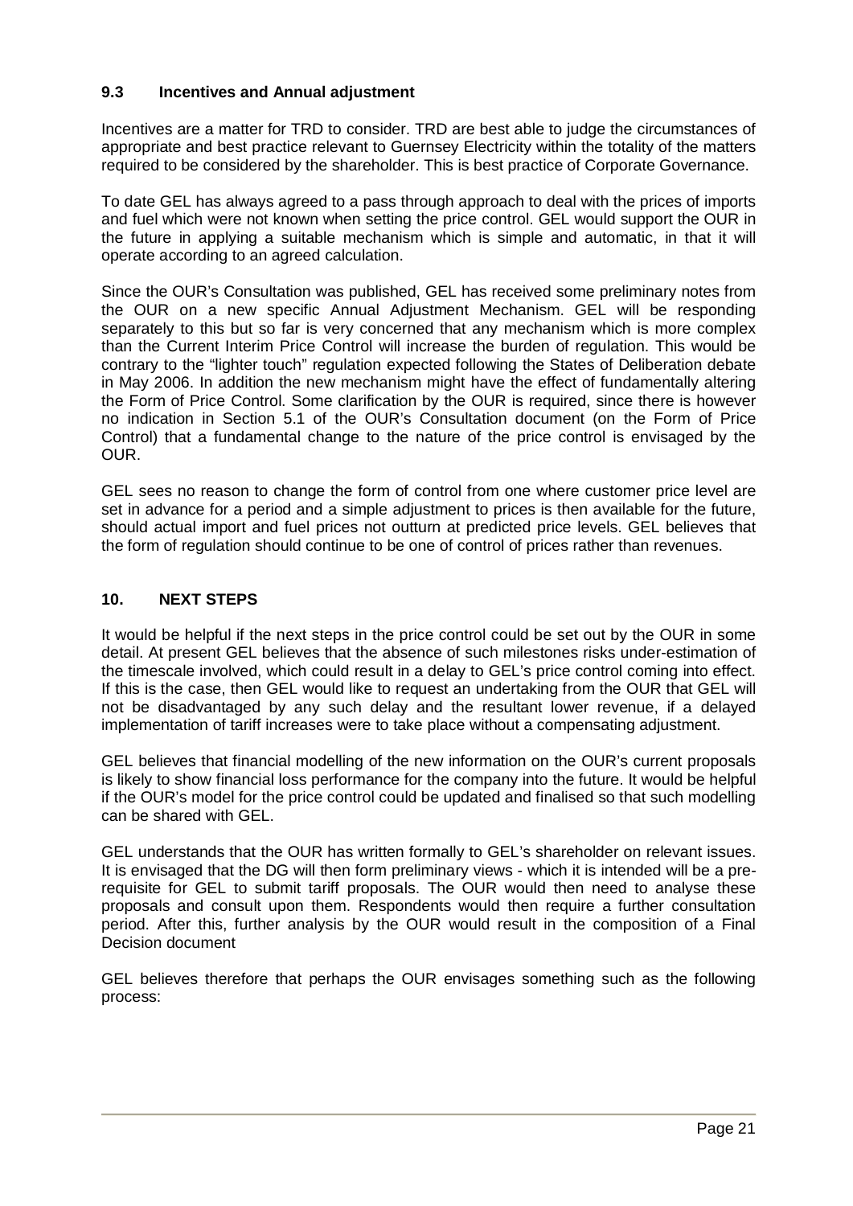### 9.3 Incentives and Annual adjustment

Incentives are a matter for TRD to consider. TRD are best able to judge the circumstances of appropriate and best practice relevant to Guernsey Electricity within the totality of the matters required to be considered by the shareholder. This is best practice of Corporate Governance.

To date GEL has always agreed to a pass through approach to deal with the prices of imports and fuel which were not known when setting the price control. GEL would support the OUR in the future in applying a suitable mechanism which is simple and automatic, in that it will operate according to an agreed calculation.

Since the OUR's Consultation was published, GEL has received some preliminary notes from the OUR on a new specific Annual Adjustment Mechanism. GEL will be responding separately to this but so far is very concerned that any mechanism which is more complex than the Current Interim Price Control will increase the burden of regulation. This would be contrary to the "lighter touch" regulation expected following the States of Deliberation debate in May 2006. In addition the new mechanism might have the effect of fundamentally altering the Form of Price Control. Some clarification by the OUR is required, since there is however no indication in Section 5.1 of the OUR's Consultation document (on the Form of Price Control) that a fundamental change to the nature of the price control is envisaged by the OUR.

GEL sees no reason to change the form of control from one where customer price level are set in advance for a period and a simple adjustment to prices is then available for the future, should actual import and fuel prices not outturn at predicted price levels. GEL believes that the form of regulation should continue to be one of control of prices rather than revenues.

## 10. NEXT STEPS

It would be helpful if the next steps in the price control could be set out by the OUR in some detail. At present GEL believes that the absence of such milestones risks under-estimation of the timescale involved, which could result in a delay to GEL's price control coming into effect. If this is the case, then GEL would like to request an undertaking from the OUR that GEL will not be disadvantaged by any such delay and the resultant lower revenue, if a delayed implementation of tariff increases were to take place without a compensating adjustment.

GEL believes that financial modelling of the new information on the OUR's current proposals is likely to show financial loss performance for the company into the future. It would be helpful if the OUR's model for the price control could be updated and finalised so that such modelling can be shared with GEL.

GEL understands that the OUR has written formally to GEL's shareholder on relevant issues. It is envisaged that the DG will then form preliminary views - which it is intended will be a pre-requisite for GEL to submit tariff proposals. The OUR would then need to analyse these proposals and consult upon them. Respondents would then require a further consultation period. After this, further analysis by the OUR would result in the composition of a Final Decision document

GEL believes therefore that perhaps the OUR envisages something such as the following process: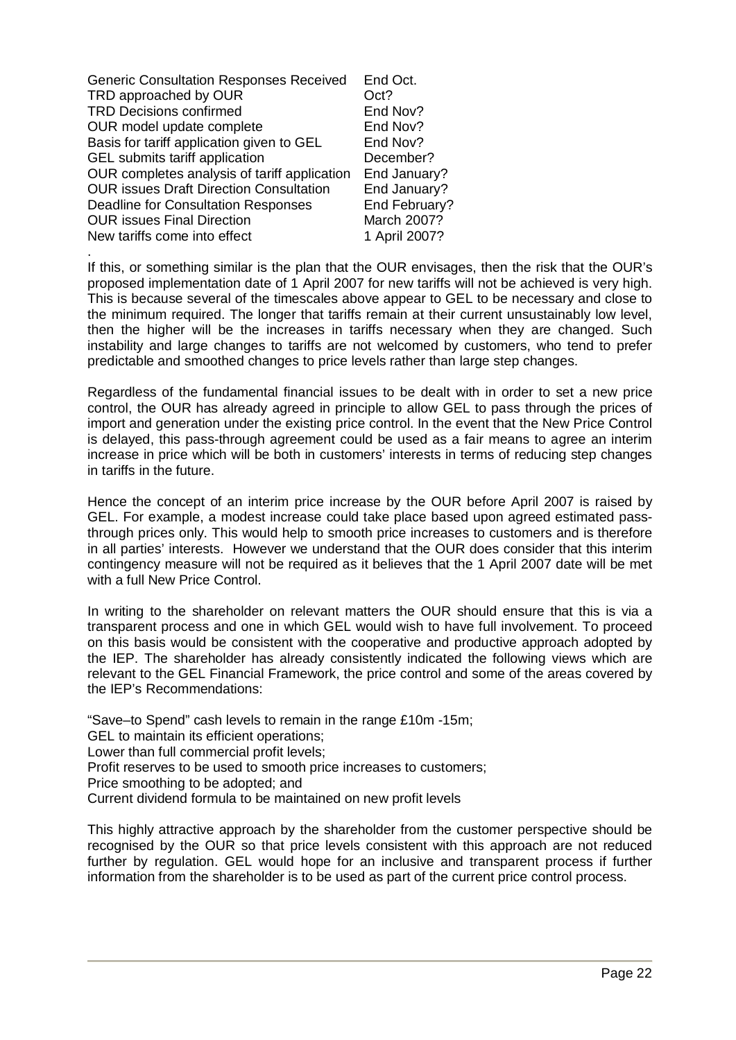| | |
|---|---|
| Generic Consultation Responses Received | End Oct. |
| TRD approached by OUR | Oct? |
| TRD Decisions confirmed | End Nov? |
| OUR model update complete | End Nov? |
| Basis for tariff application given to GEL | End Nov? |
| GEL submits tariff application | December? |
| OUR completes analysis of tariff application | End January? |
| OUR issues Draft Direction Consultation | End January? |
| Deadline for Consultation Responses | End February? |
| OUR issues Final Direction | March 2007? |
| New tariffs come into effect | 1 April 2007? |

.

If this, or something similar is the plan that the OUR envisages, then the risk that the OUR's proposed implementation date of 1 April 2007 for new tariffs will not be achieved is very high. This is because several of the timescales above appear to GEL to be necessary and close to the minimum required. The longer that tariffs remain at their current unsustainably low level, then the higher will be the increases in tariffs necessary when they are changed. Such instability and large changes to tariffs are not welcomed by customers, who tend to prefer predictable and smoothed changes to price levels rather than large step changes.

Regardless of the fundamental financial issues to be dealt with in order to set a new price control, the OUR has already agreed in principle to allow GEL to pass through the prices of import and generation under the existing price control. In the event that the New Price Control is delayed, this pass-through agreement could be used as a fair means to agree an interim increase in price which will be both in customers' interests in terms of reducing step changes in tariffs in the future.

Hence the concept of an interim price increase by the OUR before April 2007 is raised by GEL. For example, a modest increase could take place based upon agreed estimated pass-through prices only. This would help to smooth price increases to customers and is therefore in all parties' interests. However we understand that the OUR does consider that this interim contingency measure will not be required as it believes that the 1 April 2007 date will be met with a full New Price Control.

In writing to the shareholder on relevant matters the OUR should ensure that this is via a transparent process and one in which GEL would wish to have full involvement. To proceed on this basis would be consistent with the cooperative and productive approach adopted by the IEP. The shareholder has already consistently indicated the following views which are relevant to the GEL Financial Framework, the price control and some of the areas covered by the IEP's Recommendations:

"Save–to Spend" cash levels to remain in the range £10m -15m;
GEL to maintain its efficient operations;
Lower than full commercial profit levels;
Profit reserves to be used to smooth price increases to customers;
Price smoothing to be adopted; and
Current dividend formula to be maintained on new profit levels

This highly attractive approach by the shareholder from the customer perspective should be recognised by the OUR so that price levels consistent with this approach are not reduced further by regulation. GEL would hope for an inclusive and transparent process if further information from the shareholder is to be used as part of the current price control process.